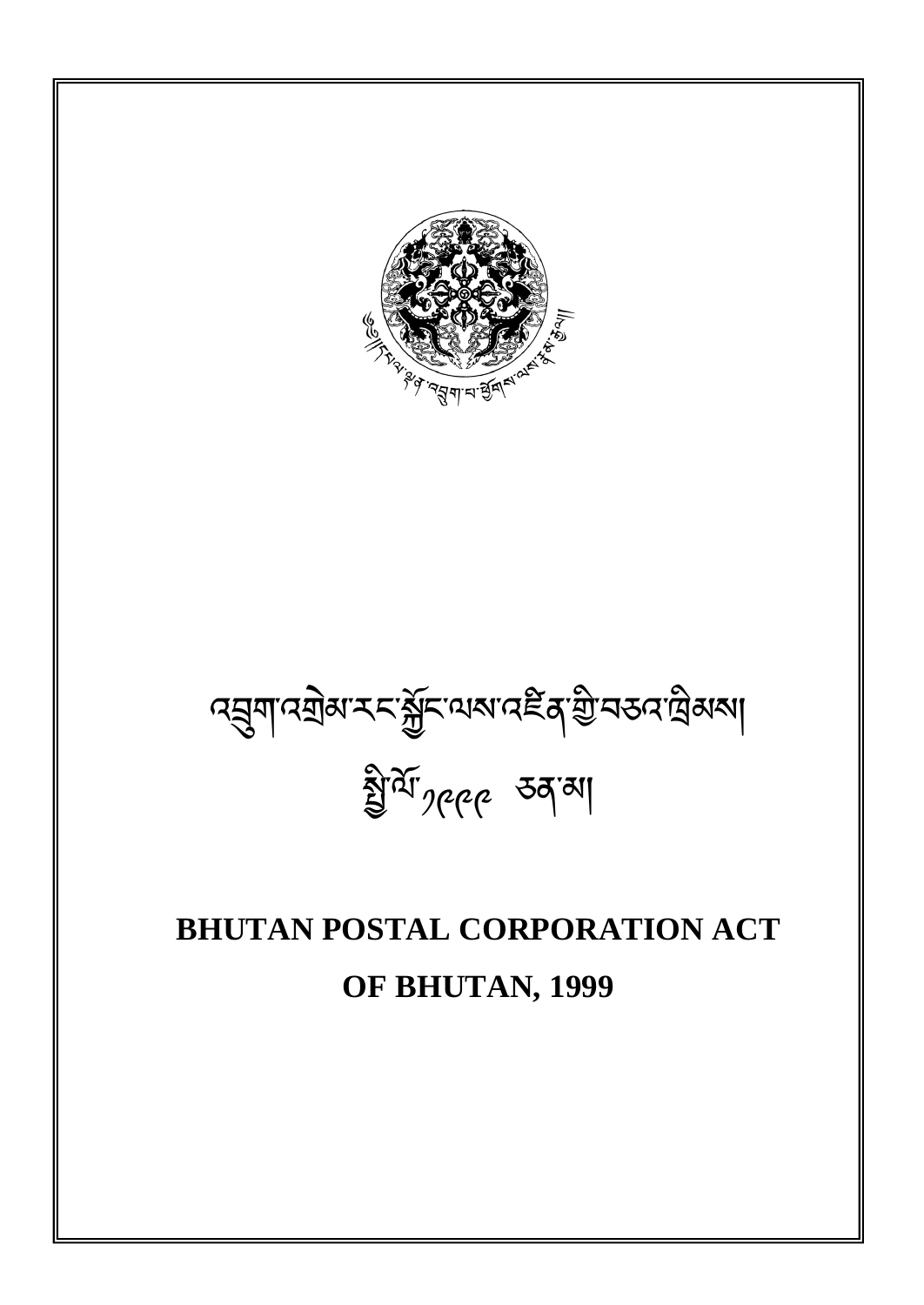འབྲུག་འགྲེམ་རང་སྐྱོང་ལས་འཛིན་གྱི་བཅའ་ཁྲིམས།

སྤྱི་ལོ་༡༩༩༩ ཅན་མ།

# BHUTAN POSTAL CORPORATION ACT OF BHUTAN, 1999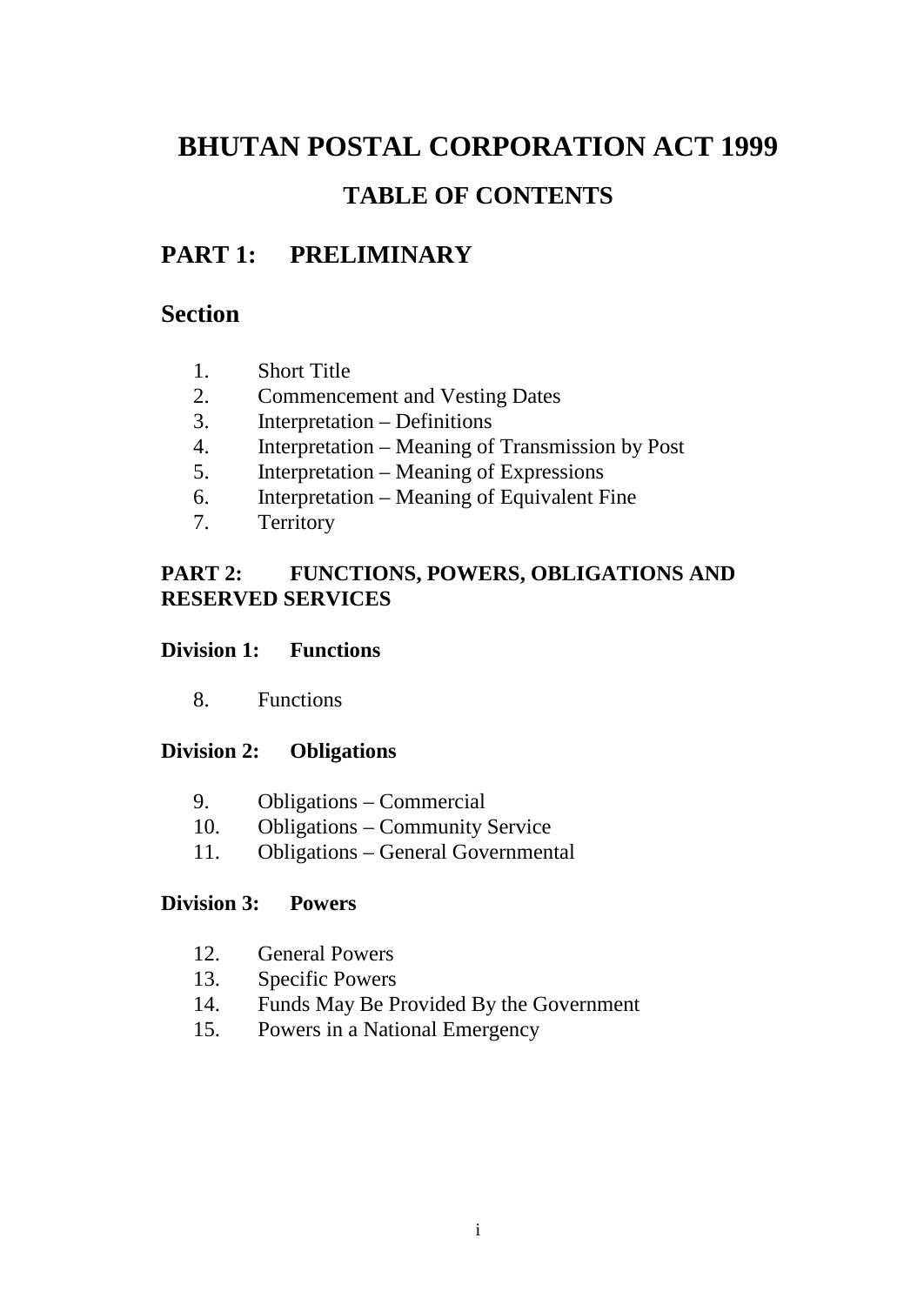# BHUTAN POSTAL CORPORATION ACT 1999

## TABLE OF CONTENTS

## PART 1: PRELIMINARY

## Section

1. Short Title
2. Commencement and Vesting Dates
3. Interpretation – Definitions
4. Interpretation – Meaning of Transmission by Post
5. Interpretation – Meaning of Expressions
6. Interpretation – Meaning of Equivalent Fine
7. Territory

### PART 2: FUNCTIONS, POWERS, OBLIGATIONS AND RESERVED SERVICES

#### Division 1: Functions

8. Functions

#### Division 2: Obligations

9. Obligations – Commercial
10. Obligations – Community Service
11. Obligations – General Governmental

#### Division 3: Powers

12. General Powers
13. Specific Powers
14. Funds May Be Provided By the Government
15. Powers in a National Emergency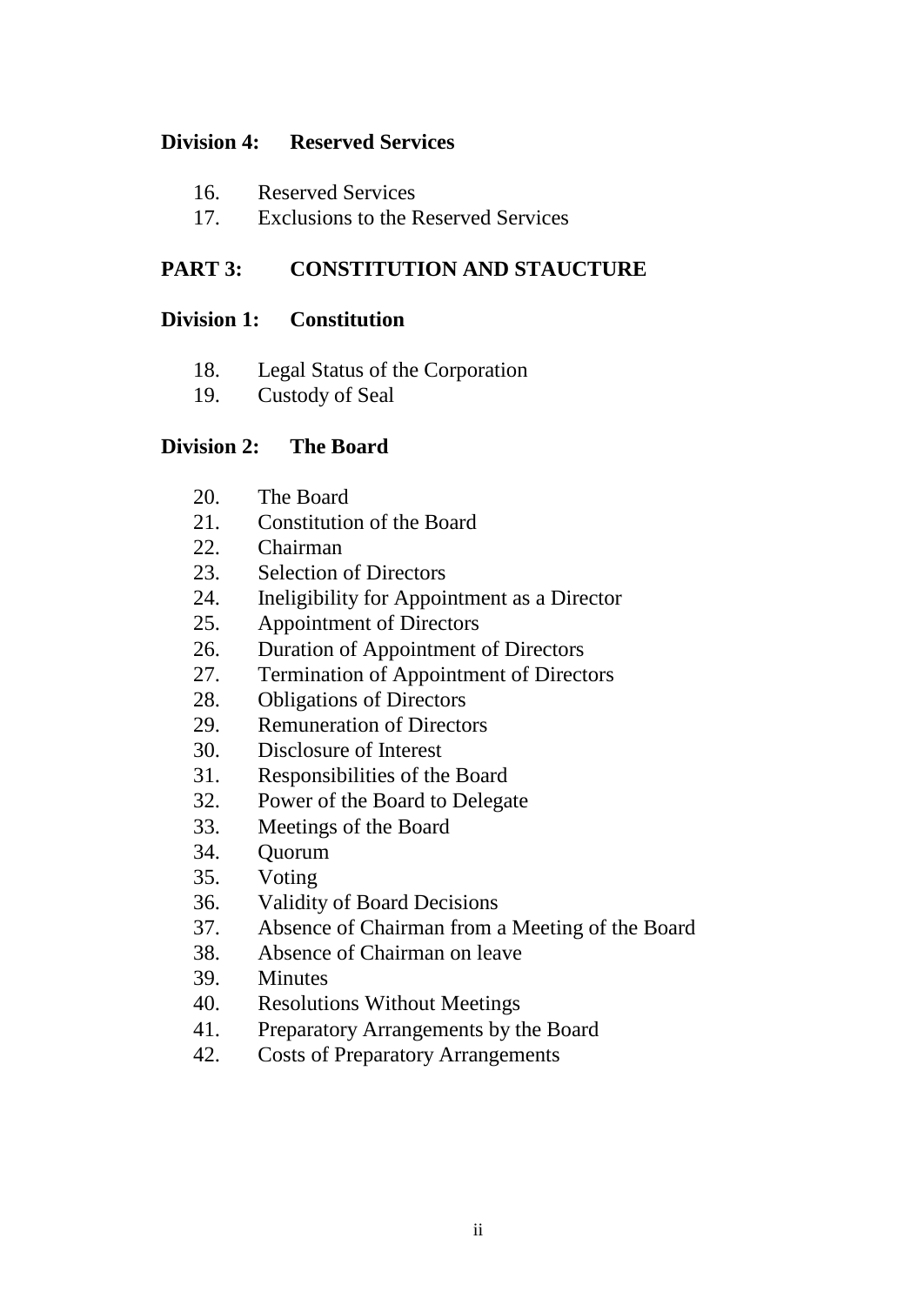**Division 4: Reserved Services**

16. Reserved Services
17. Exclusions to the Reserved Services

**PART 3: CONSTITUTION AND STAUCTURE**

**Division 1: Constitution**

18. Legal Status of the Corporation
19. Custody of Seal

**Division 2: The Board**

20. The Board
21. Constitution of the Board
22. Chairman
23. Selection of Directors
24. Ineligibility for Appointment as a Director
25. Appointment of Directors
26. Duration of Appointment of Directors
27. Termination of Appointment of Directors
28. Obligations of Directors
29. Remuneration of Directors
30. Disclosure of Interest
31. Responsibilities of the Board
32. Power of the Board to Delegate
33. Meetings of the Board
34. Quorum
35. Voting
36. Validity of Board Decisions
37. Absence of Chairman from a Meeting of the Board
38. Absence of Chairman on leave
39. Minutes
40. Resolutions Without Meetings
41. Preparatory Arrangements by the Board
42. Costs of Preparatory Arrangements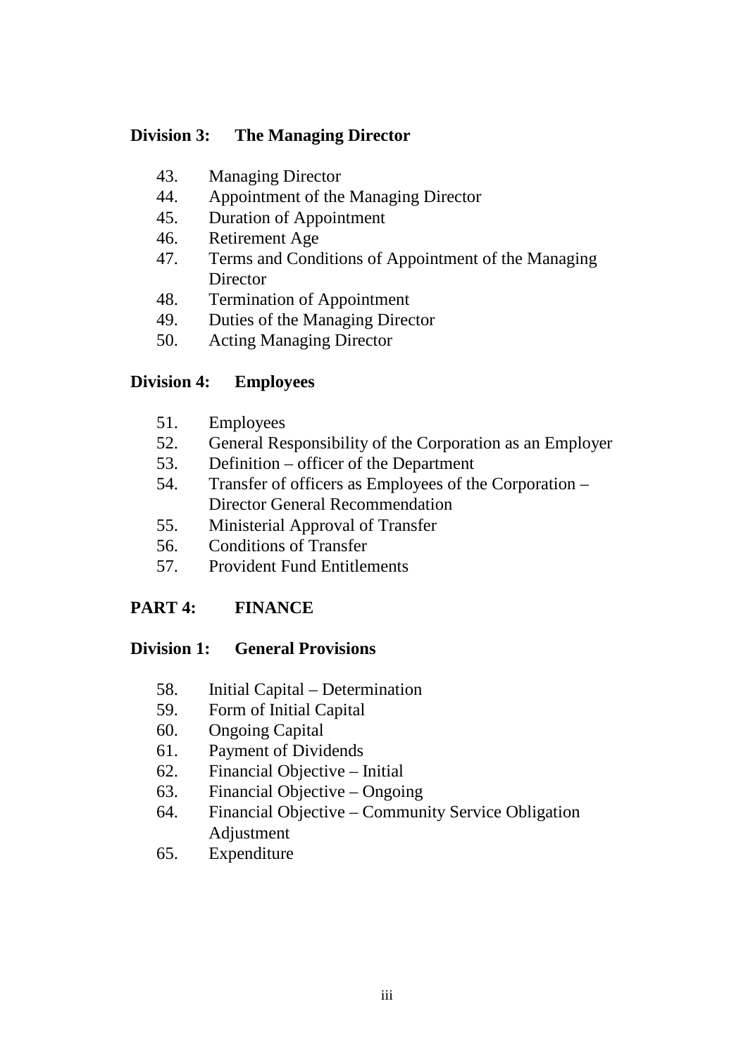**Division 3: The Managing Director**

43. Managing Director
44. Appointment of the Managing Director
45. Duration of Appointment
46. Retirement Age
47. Terms and Conditions of Appointment of the Managing Director
48. Termination of Appointment
49. Duties of the Managing Director
50. Acting Managing Director

**Division 4: Employees**

51. Employees
52. General Responsibility of the Corporation as an Employer
53. Definition – officer of the Department
54. Transfer of officers as Employees of the Corporation – Director General Recommendation
55. Ministerial Approval of Transfer
56. Conditions of Transfer
57. Provident Fund Entitlements

**PART 4: FINANCE**

**Division 1: General Provisions**

58. Initial Capital – Determination
59. Form of Initial Capital
60. Ongoing Capital
61. Payment of Dividends
62. Financial Objective – Initial
63. Financial Objective – Ongoing
64. Financial Objective – Community Service Obligation Adjustment
65. Expenditure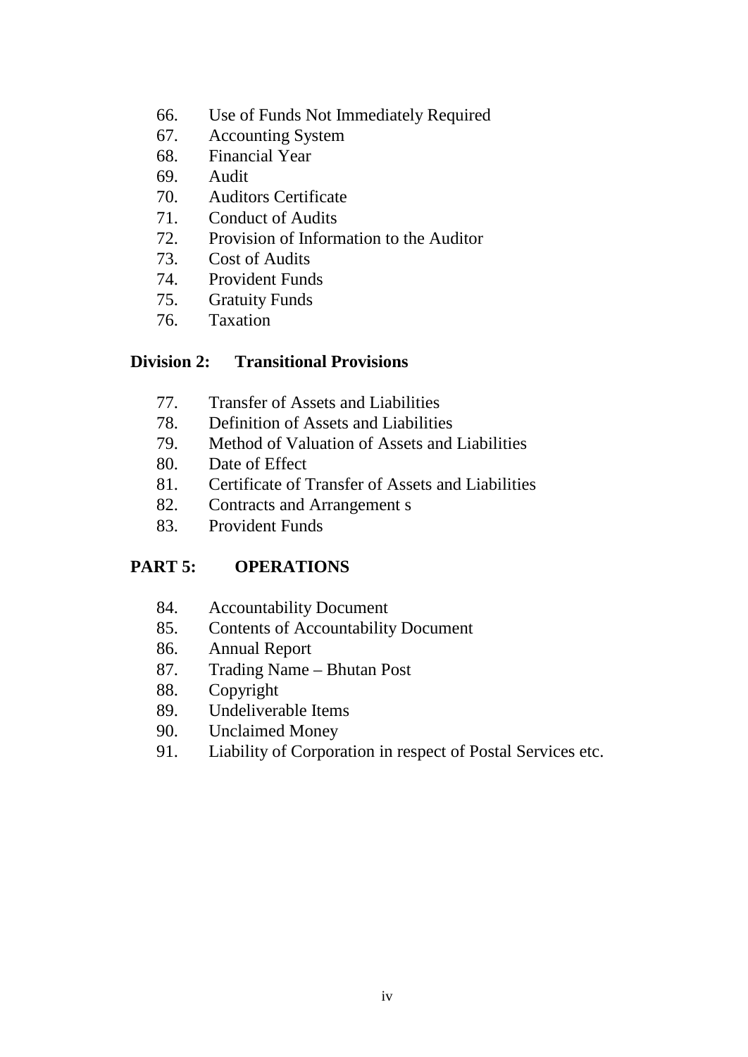66. Use of Funds Not Immediately Required
67. Accounting System
68. Financial Year
69. Audit
70. Auditors Certificate
71. Conduct of Audits
72. Provision of Information to the Auditor
73. Cost of Audits
74. Provident Funds
75. Gratuity Funds
76. Taxation

**Division 2: Transitional Provisions**

77. Transfer of Assets and Liabilities
78. Definition of Assets and Liabilities
79. Method of Valuation of Assets and Liabilities
80. Date of Effect
81. Certificate of Transfer of Assets and Liabilities
82. Contracts and Arrangement s
83. Provident Funds

## PART 5: OPERATIONS

84. Accountability Document
85. Contents of Accountability Document
86. Annual Report
87. Trading Name – Bhutan Post
88. Copyright
89. Undeliverable Items
90. Unclaimed Money
91. Liability of Corporation in respect of Postal Services etc.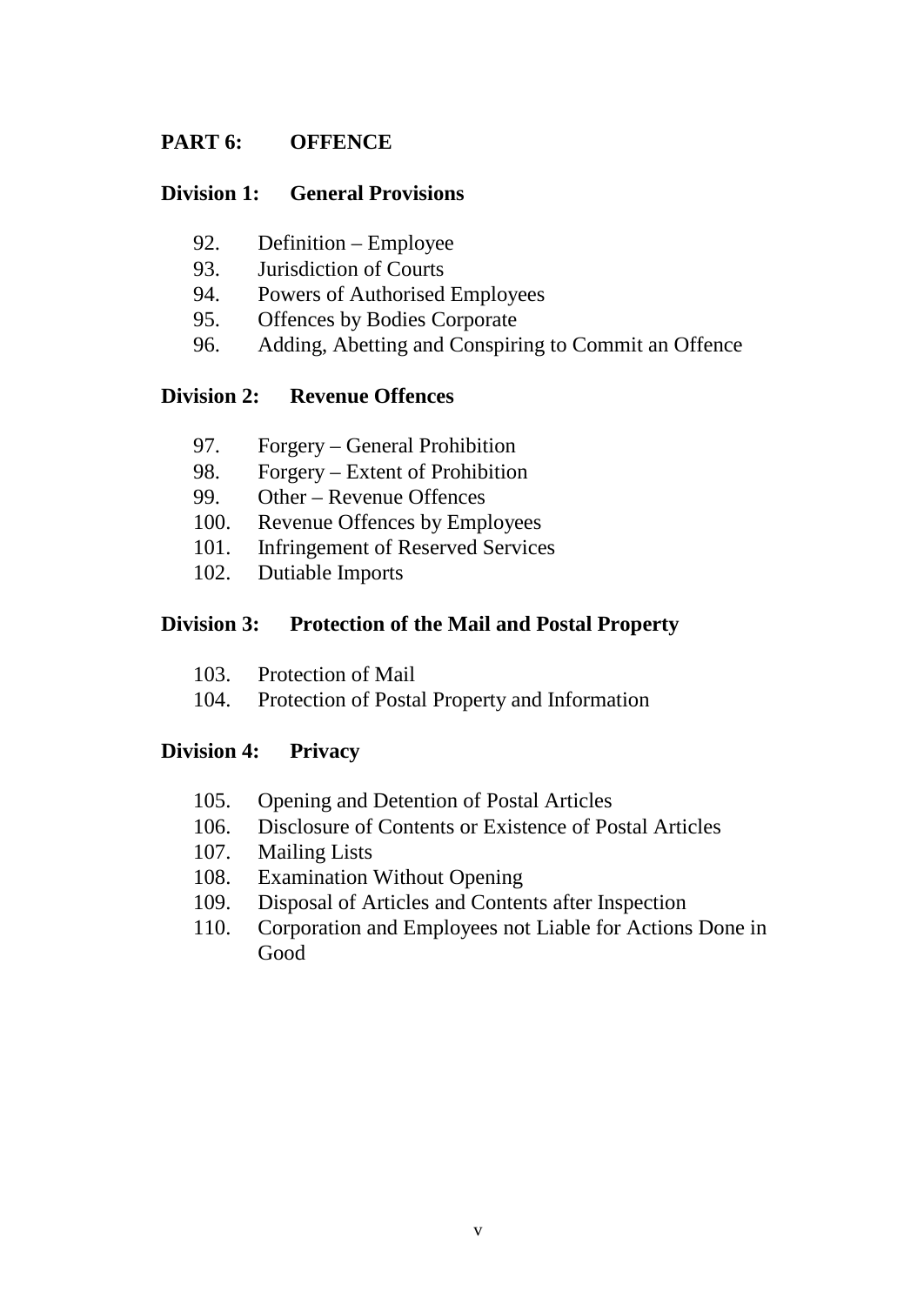## PART 6: OFFENCE

### Division 1: General Provisions

92. Definition – Employee
93. Jurisdiction of Courts
94. Powers of Authorised Employees
95. Offences by Bodies Corporate
96. Adding, Abetting and Conspiring to Commit an Offence

### Division 2: Revenue Offences

97. Forgery – General Prohibition
98. Forgery – Extent of Prohibition
99. Other – Revenue Offences
100. Revenue Offences by Employees
101. Infringement of Reserved Services
102. Dutiable Imports

### Division 3: Protection of the Mail and Postal Property

103. Protection of Mail
104. Protection of Postal Property and Information

### Division 4: Privacy

105. Opening and Detention of Postal Articles
106. Disclosure of Contents or Existence of Postal Articles
107. Mailing Lists
108. Examination Without Opening
109. Disposal of Articles and Contents after Inspection
110. Corporation and Employees not Liable for Actions Done in Good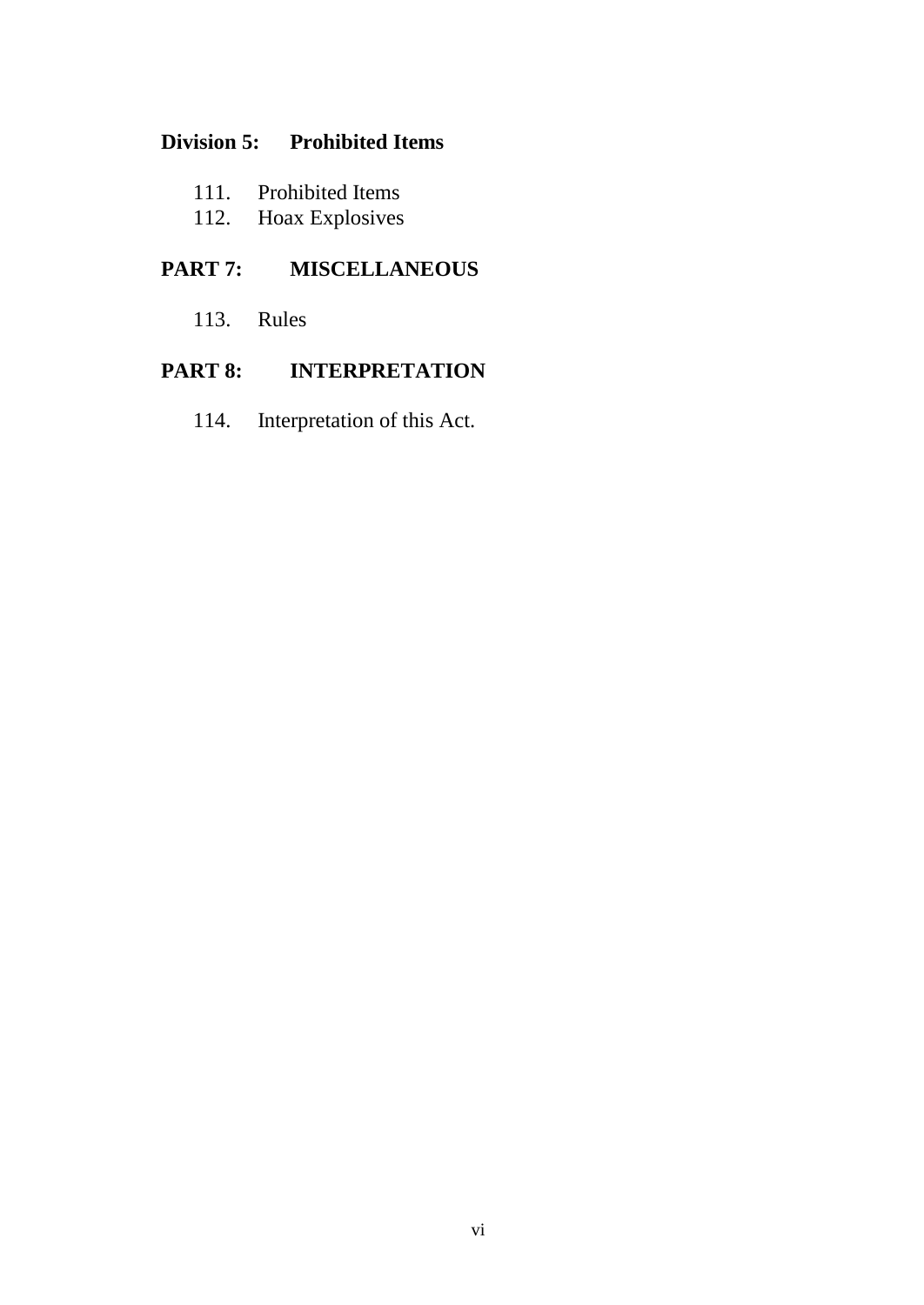### Division 5: Prohibited Items

111. Prohibited Items
112. Hoax Explosives

## PART 7: MISCELLANEOUS

113. Rules

## PART 8: INTERPRETATION

114. Interpretation of this Act.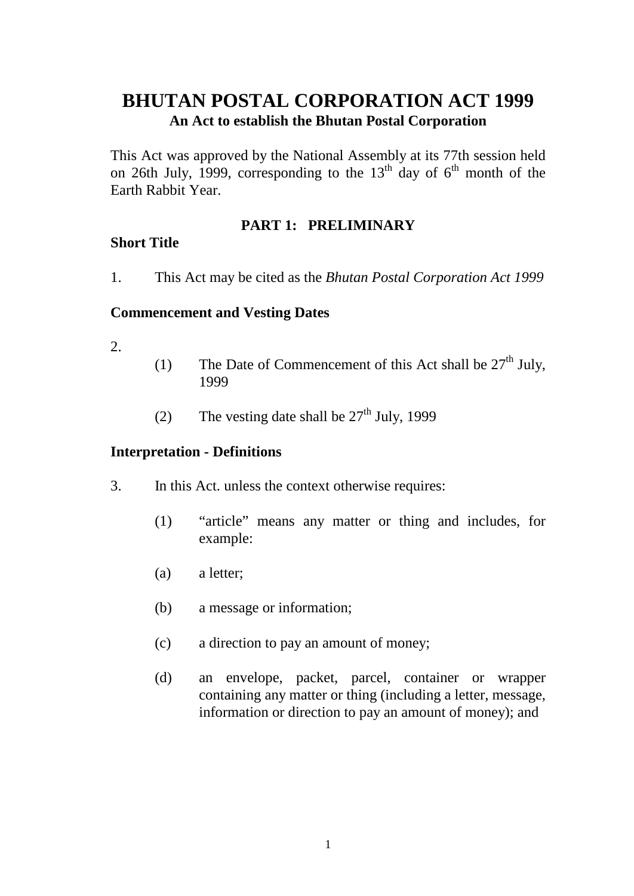# BHUTAN POSTAL CORPORATION ACT 1999

### An Act to establish the Bhutan Postal Corporation

This Act was approved by the National Assembly at its 77th session held on 26th July, 1999, corresponding to the 13th day of 6th month of the Earth Rabbit Year.

## PART 1: PRELIMINARY

**Short Title**

1. This Act may be cited as the *Bhutan Postal Corporation Act 1999*

**Commencement and Vesting Dates**

2.
   (1) The Date of Commencement of this Act shall be 27th July, 1999

   (2) The vesting date shall be 27th July, 1999

**Interpretation - Definitions**

3. In this Act. unless the context otherwise requires:

   (1) "article" means any matter or thing and includes, for example:

   (a) a letter;

   (b) a message or information;

   (c) a direction to pay an amount of money;

   (d) an envelope, packet, parcel, container or wrapper containing any matter or thing (including a letter, message, information or direction to pay an amount of money); and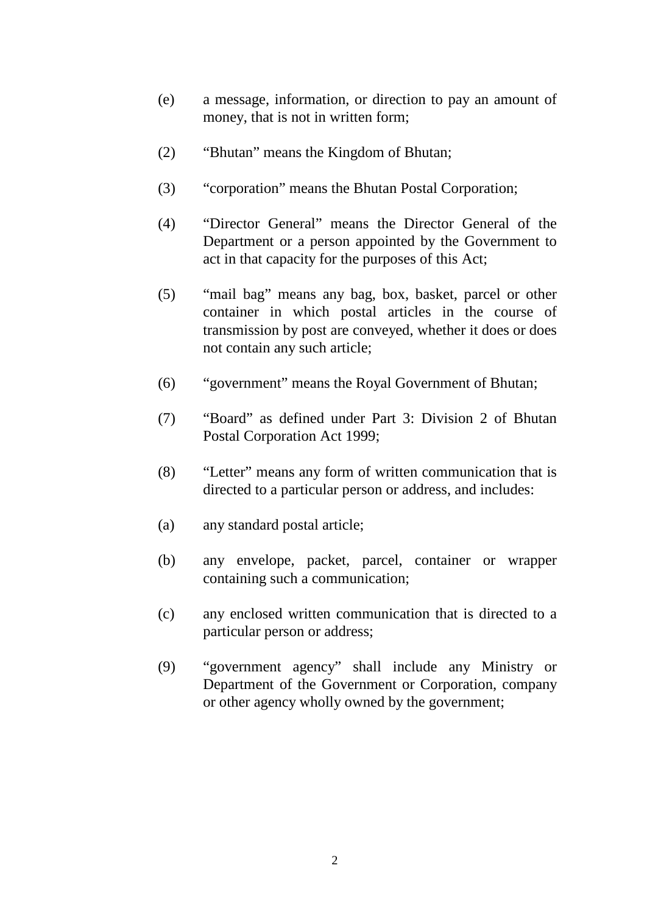(e) a message, information, or direction to pay an amount of money, that is not in written form;

(2) “Bhutan” means the Kingdom of Bhutan;

(3) “corporation” means the Bhutan Postal Corporation;

(4) “Director General” means the Director General of the Department or a person appointed by the Government to act in that capacity for the purposes of this Act;

(5) “mail bag” means any bag, box, basket, parcel or other container in which postal articles in the course of transmission by post are conveyed, whether it does or does not contain any such article;

(6) “government” means the Royal Government of Bhutan;

(7) “Board” as defined under Part 3: Division 2 of Bhutan Postal Corporation Act 1999;

(8) “Letter” means any form of written communication that is directed to a particular person or address, and includes:

(a) any standard postal article;

(b) any envelope, packet, parcel, container or wrapper containing such a communication;

(c) any enclosed written communication that is directed to a particular person or address;

(9) “government agency” shall include any Ministry or Department of the Government or Corporation, company or other agency wholly owned by the government;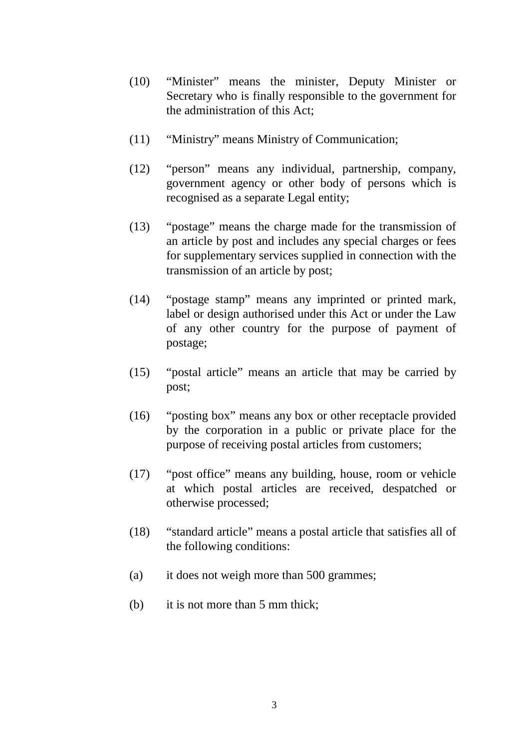(10) "Minister" means the minister, Deputy Minister or Secretary who is finally responsible to the government for the administration of this Act;

(11) "Ministry" means Ministry of Communication;

(12) "person" means any individual, partnership, company, government agency or other body of persons which is recognised as a separate Legal entity;

(13) "postage" means the charge made for the transmission of an article by post and includes any special charges or fees for supplementary services supplied in connection with the transmission of an article by post;

(14) "postage stamp" means any imprinted or printed mark, label or design authorised under this Act or under the Law of any other country for the purpose of payment of postage;

(15) "postal article" means an article that may be carried by post;

(16) "posting box" means any box or other receptacle provided by the corporation in a public or private place for the purpose of receiving postal articles from customers;

(17) "post office" means any building, house, room or vehicle at which postal articles are received, despatched or otherwise processed;

(18) "standard article" means a postal article that satisfies all of the following conditions:

(a) it does not weigh more than 500 grammes;

(b) it is not more than 5 mm thick;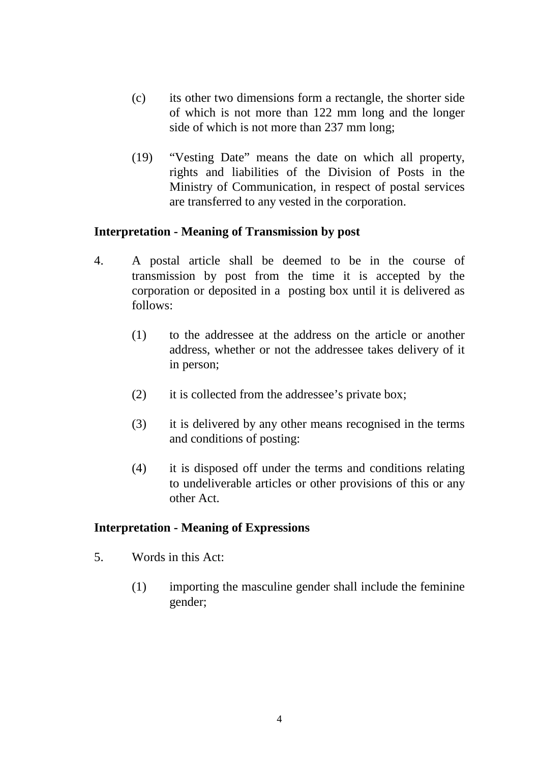(c) its other two dimensions form a rectangle, the shorter side of which is not more than 122 mm long and the longer side of which is not more than 237 mm long;

(19) "Vesting Date" means the date on which all property, rights and liabilities of the Division of Posts in the Ministry of Communication, in respect of postal services are transferred to any vested in the corporation.

**Interpretation - Meaning of Transmission by post**

4. A postal article shall be deemed to be in the course of transmission by post from the time it is accepted by the corporation or deposited in a posting box until it is delivered as follows:

   (1) to the addressee at the address on the article or another address, whether or not the addressee takes delivery of it in person;

   (2) it is collected from the addressee's private box;

   (3) it is delivered by any other means recognised in the terms and conditions of posting:

   (4) it is disposed off under the terms and conditions relating to undeliverable articles or other provisions of this or any other Act.

**Interpretation - Meaning of Expressions**

5. Words in this Act:

   (1) importing the masculine gender shall include the feminine gender;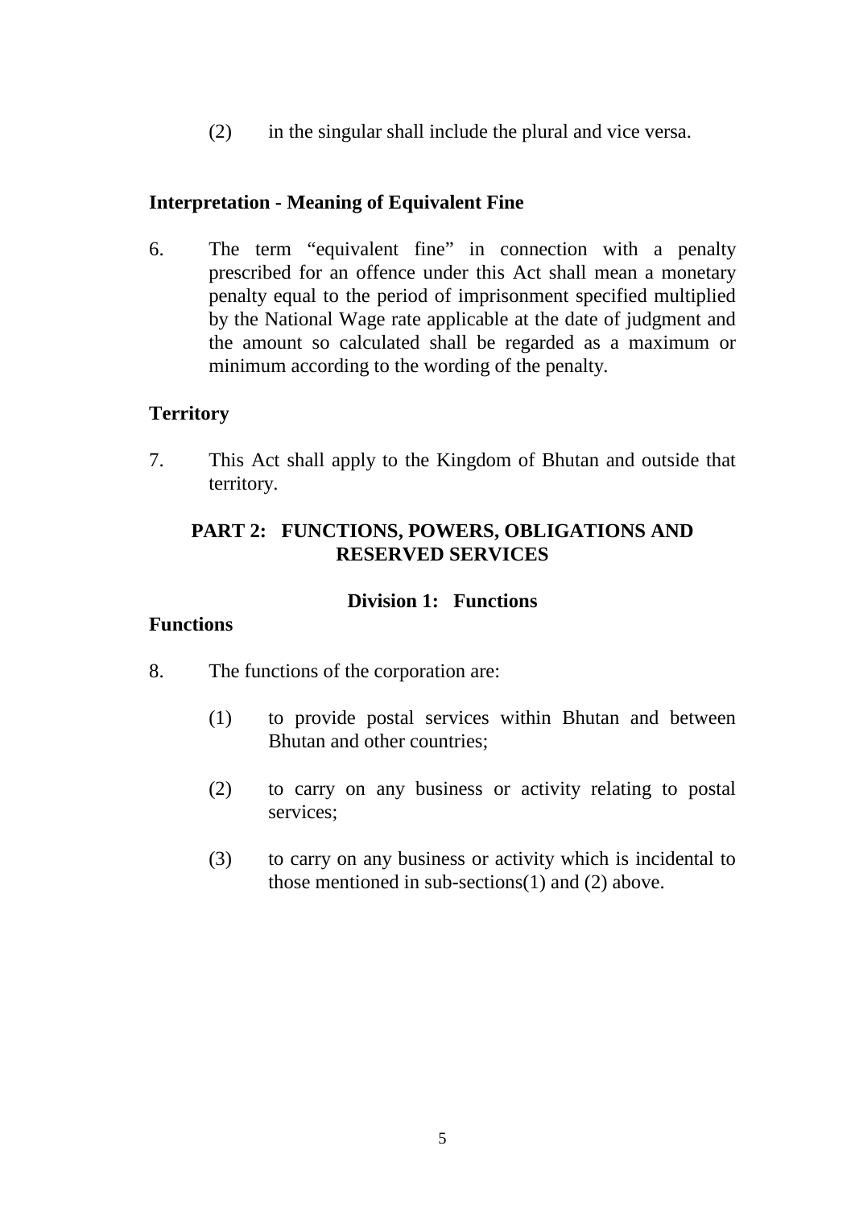(2) in the singular shall include the plural and vice versa.

**Interpretation - Meaning of Equivalent Fine**

6. The term “equivalent fine” in connection with a penalty prescribed for an offence under this Act shall mean a monetary penalty equal to the period of imprisonment specified multiplied by the National Wage rate applicable at the date of judgment and the amount so calculated shall be regarded as a maximum or minimum according to the wording of the penalty.

**Territory**

7. This Act shall apply to the Kingdom of Bhutan and outside that territory.

## PART 2: FUNCTIONS, POWERS, OBLIGATIONS AND RESERVED SERVICES

### Division 1: Functions

**Functions**

8. The functions of the corporation are:

   (1) to provide postal services within Bhutan and between Bhutan and other countries;

   (2) to carry on any business or activity relating to postal services;

   (3) to carry on any business or activity which is incidental to those mentioned in sub-sections(1) and (2) above.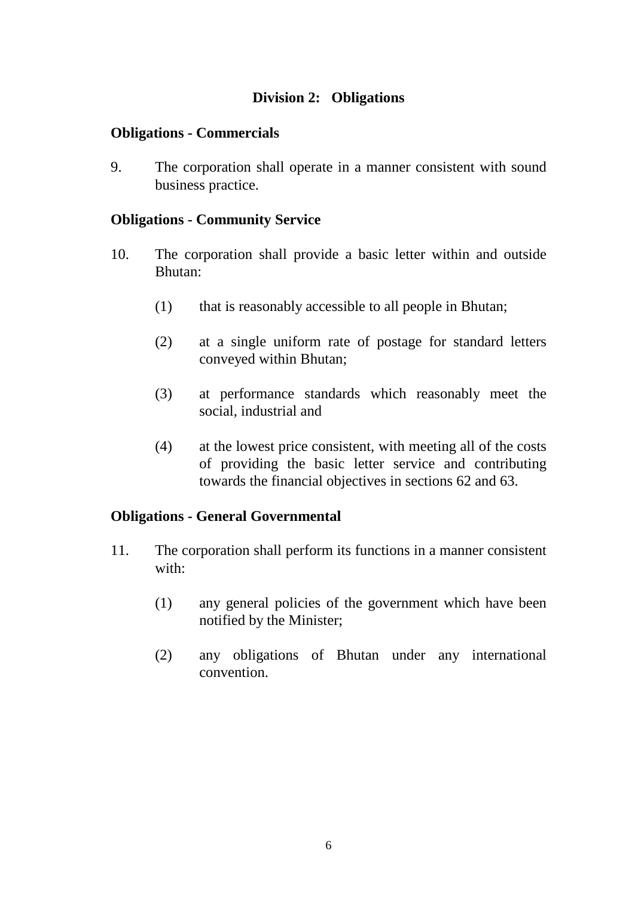## Division 2: Obligations

**Obligations - Commercials**

9. The corporation shall operate in a manner consistent with sound business practice.

**Obligations - Community Service**

10. The corporation shall provide a basic letter within and outside Bhutan:

    (1) that is reasonably accessible to all people in Bhutan;

    (2) at a single uniform rate of postage for standard letters conveyed within Bhutan;

    (3) at performance standards which reasonably meet the social, industrial and

    (4) at the lowest price consistent, with meeting all of the costs of providing the basic letter service and contributing towards the financial objectives in sections 62 and 63.

**Obligations - General Governmental**

11. The corporation shall perform its functions in a manner consistent with:

    (1) any general policies of the government which have been notified by the Minister;

    (2) any obligations of Bhutan under any international convention.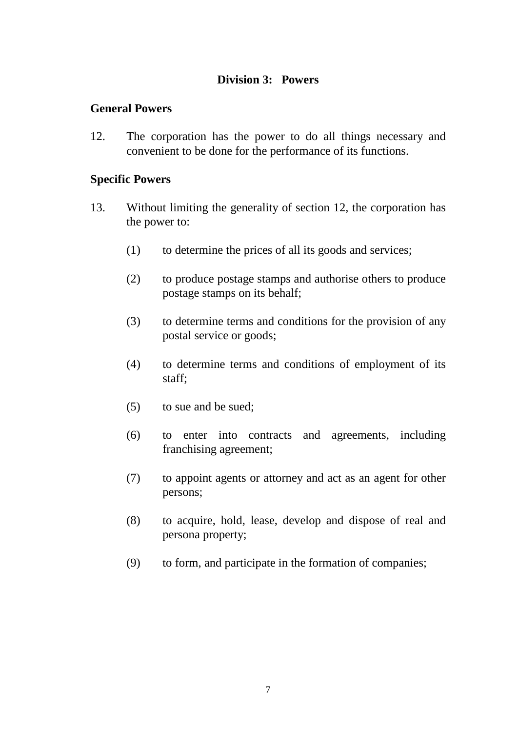## Division 3: Powers

### General Powers

12. The corporation has the power to do all things necessary and convenient to be done for the performance of its functions.

### Specific Powers

13. Without limiting the generality of section 12, the corporation has the power to:

    (1) to determine the prices of all its goods and services;

    (2) to produce postage stamps and authorise others to produce postage stamps on its behalf;

    (3) to determine terms and conditions for the provision of any postal service or goods;

    (4) to determine terms and conditions of employment of its staff;

    (5) to sue and be sued;

    (6) to enter into contracts and agreements, including franchising agreement;

    (7) to appoint agents or attorney and act as an agent for other persons;

    (8) to acquire, hold, lease, develop and dispose of real and persona property;

    (9) to form, and participate in the formation of companies;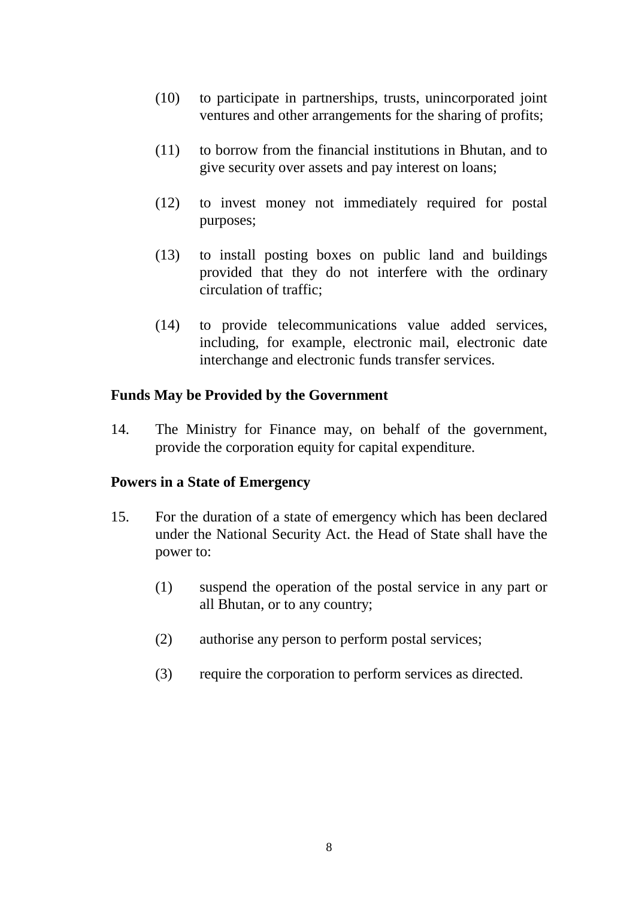(10) to participate in partnerships, trusts, unincorporated joint ventures and other arrangements for the sharing of profits;

(11) to borrow from the financial institutions in Bhutan, and to give security over assets and pay interest on loans;

(12) to invest money not immediately required for postal purposes;

(13) to install posting boxes on public land and buildings provided that they do not interfere with the ordinary circulation of traffic;

(14) to provide telecommunications value added services, including, for example, electronic mail, electronic date interchange and electronic funds transfer services.

**Funds May be Provided by the Government**

14. The Ministry for Finance may, on behalf of the government, provide the corporation equity for capital expenditure.

**Powers in a State of Emergency**

15. For the duration of a state of emergency which has been declared under the National Security Act. the Head of State shall have the power to:

(1) suspend the operation of the postal service in any part or all Bhutan, or to any country;

(2) authorise any person to perform postal services;

(3) require the corporation to perform services as directed.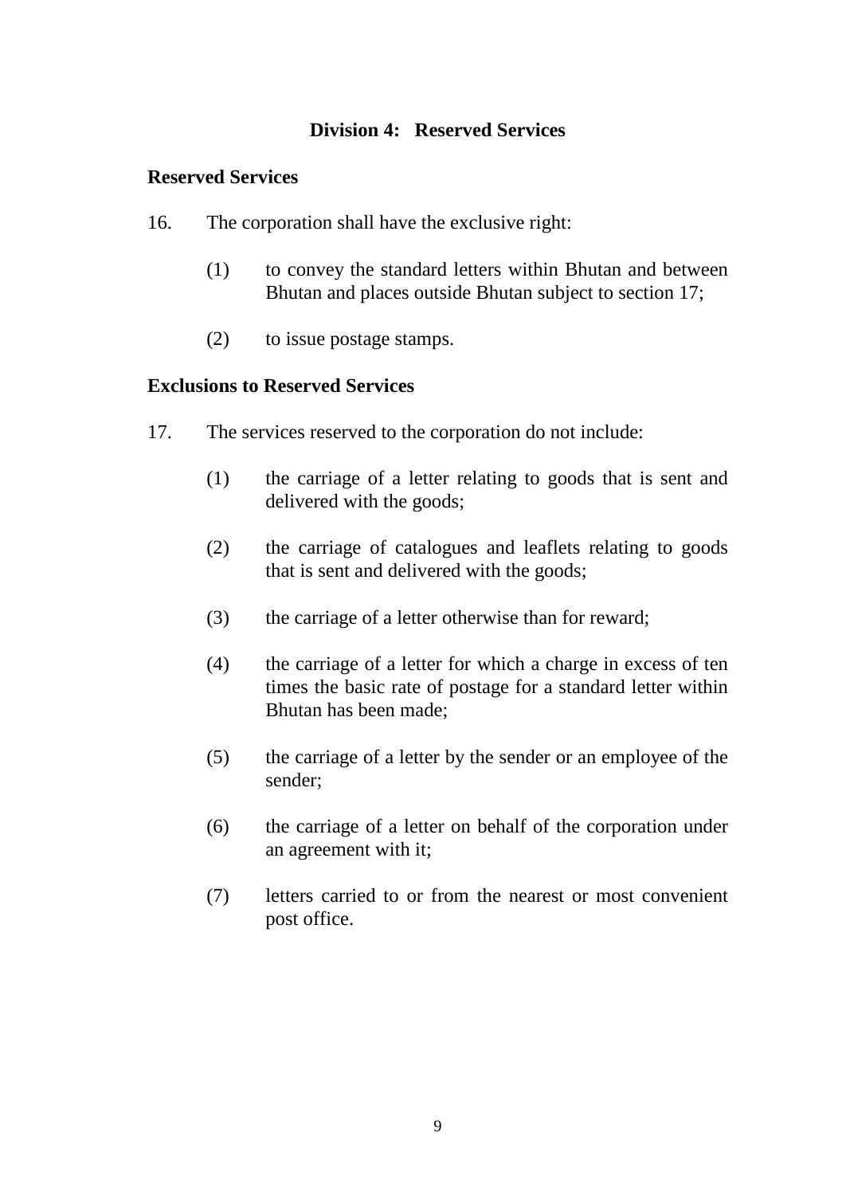## Division 4: Reserved Services

### Reserved Services

16. The corporation shall have the exclusive right:

    (1) to convey the standard letters within Bhutan and between Bhutan and places outside Bhutan subject to section 17;

    (2) to issue postage stamps.

### Exclusions to Reserved Services

17. The services reserved to the corporation do not include:

    (1) the carriage of a letter relating to goods that is sent and delivered with the goods;

    (2) the carriage of catalogues and leaflets relating to goods that is sent and delivered with the goods;

    (3) the carriage of a letter otherwise than for reward;

    (4) the carriage of a letter for which a charge in excess of ten times the basic rate of postage for a standard letter within Bhutan has been made;

    (5) the carriage of a letter by the sender or an employee of the sender;

    (6) the carriage of a letter on behalf of the corporation under an agreement with it;

    (7) letters carried to or from the nearest or most convenient post office.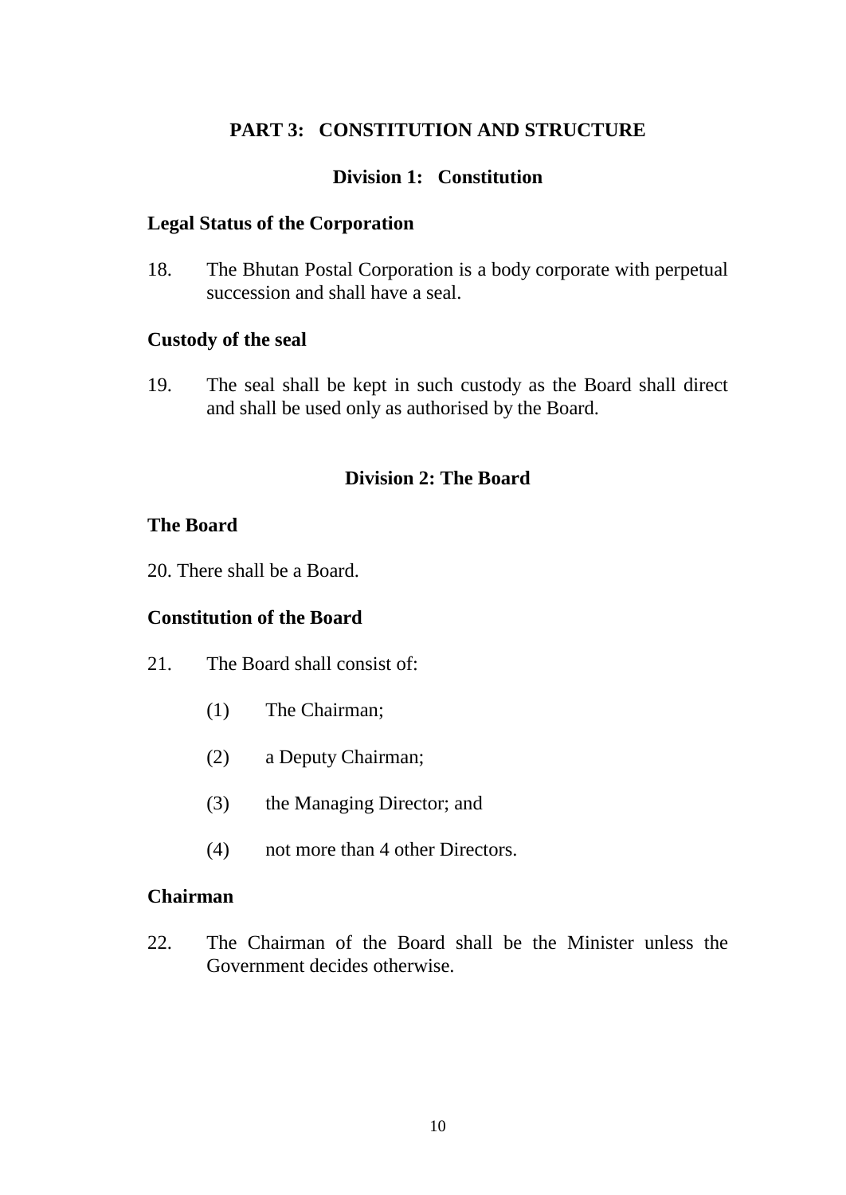## PART 3: CONSTITUTION AND STRUCTURE

### Division 1: Constitution

**Legal Status of the Corporation**

18. The Bhutan Postal Corporation is a body corporate with perpetual succession and shall have a seal.

**Custody of the seal**

19. The seal shall be kept in such custody as the Board shall direct and shall be used only as authorised by the Board.

### Division 2: The Board

**The Board**

20. There shall be a Board.

**Constitution of the Board**

21. The Board shall consist of:

    (1) The Chairman;

    (2) a Deputy Chairman;

    (3) the Managing Director; and

    (4) not more than 4 other Directors.

**Chairman**

22. The Chairman of the Board shall be the Minister unless the Government decides otherwise.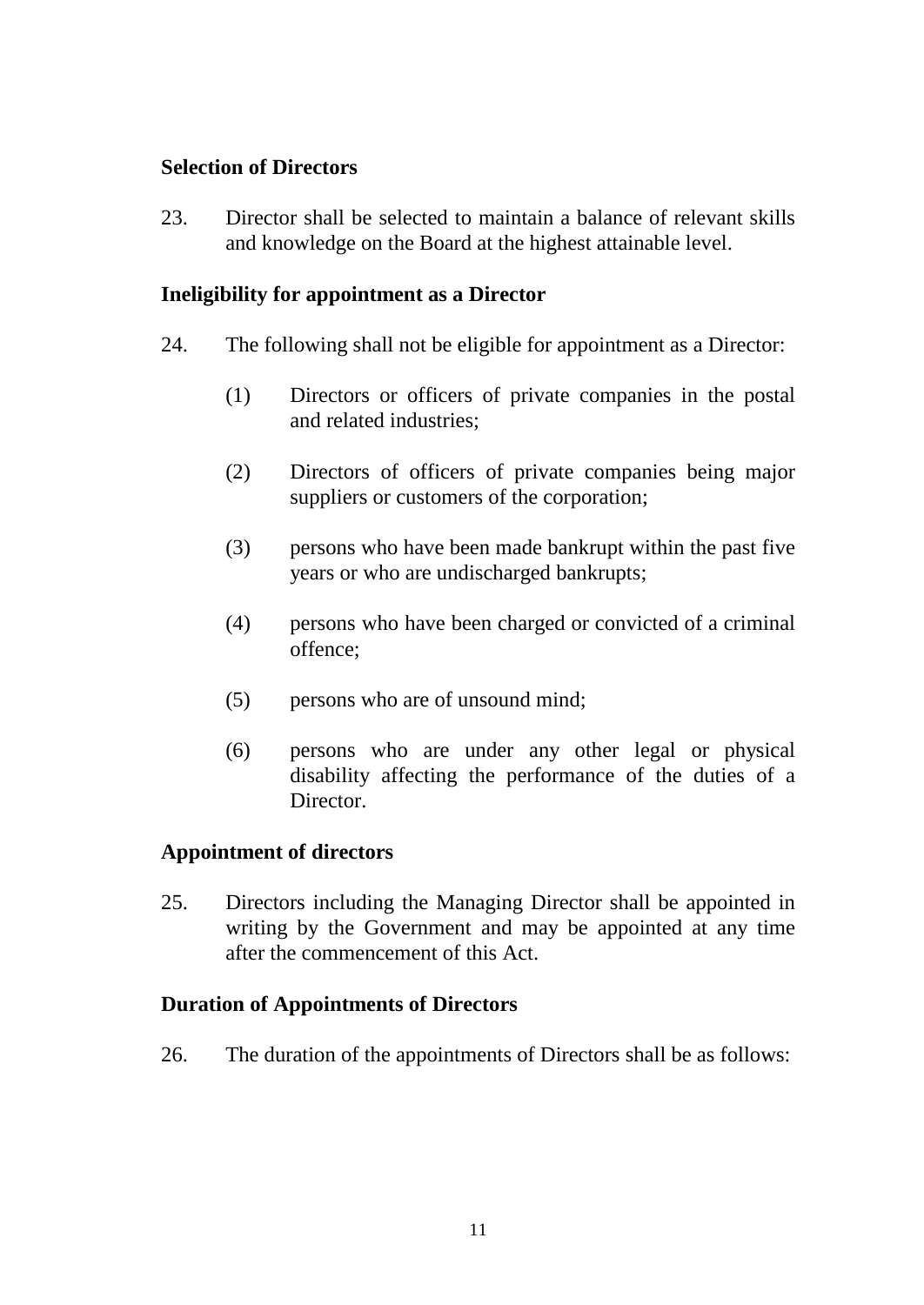**Selection of Directors**

23. Director shall be selected to maintain a balance of relevant skills and knowledge on the Board at the highest attainable level.

**Ineligibility for appointment as a Director**

24. The following shall not be eligible for appointment as a Director:

(1) Directors or officers of private companies in the postal and related industries;

(2) Directors of officers of private companies being major suppliers or customers of the corporation;

(3) persons who have been made bankrupt within the past five years or who are undischarged bankrupts;

(4) persons who have been charged or convicted of a criminal offence;

(5) persons who are of unsound mind;

(6) persons who are under any other legal or physical disability affecting the performance of the duties of a Director.

**Appointment of directors**

25. Directors including the Managing Director shall be appointed in writing by the Government and may be appointed at any time after the commencement of this Act.

**Duration of Appointments of Directors**

26. The duration of the appointments of Directors shall be as follows: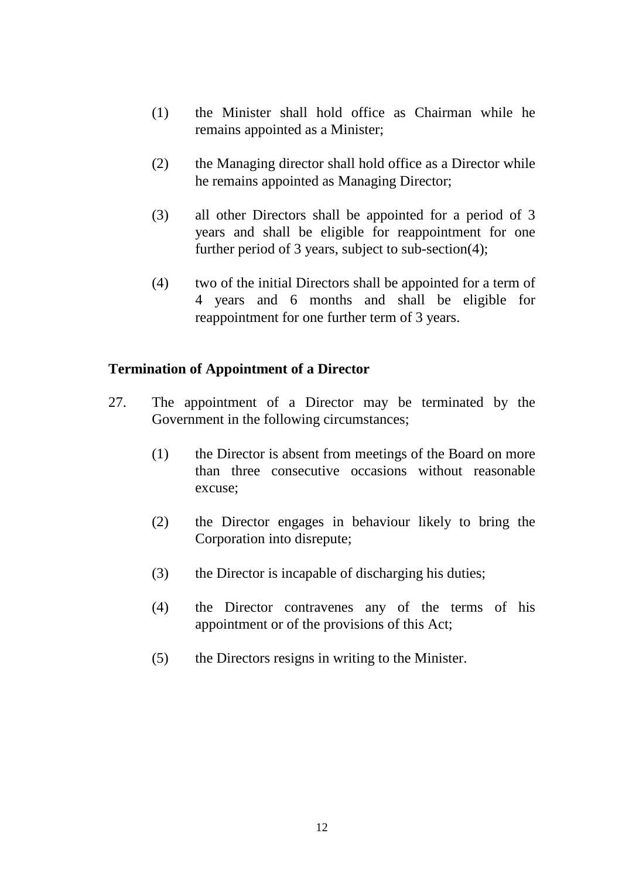(1) the Minister shall hold office as Chairman while he remains appointed as a Minister;

(2) the Managing director shall hold office as a Director while he remains appointed as Managing Director;

(3) all other Directors shall be appointed for a period of 3 years and shall be eligible for reappointment for one further period of 3 years, subject to sub-section(4);

(4) two of the initial Directors shall be appointed for a term of 4 years and 6 months and shall be eligible for reappointment for one further term of 3 years.

**Termination of Appointment of a Director**

27. The appointment of a Director may be terminated by the Government in the following circumstances;

(1) the Director is absent from meetings of the Board on more than three consecutive occasions without reasonable excuse;

(2) the Director engages in behaviour likely to bring the Corporation into disrepute;

(3) the Director is incapable of discharging his duties;

(4) the Director contravenes any of the terms of his appointment or of the provisions of this Act;

(5) the Directors resigns in writing to the Minister.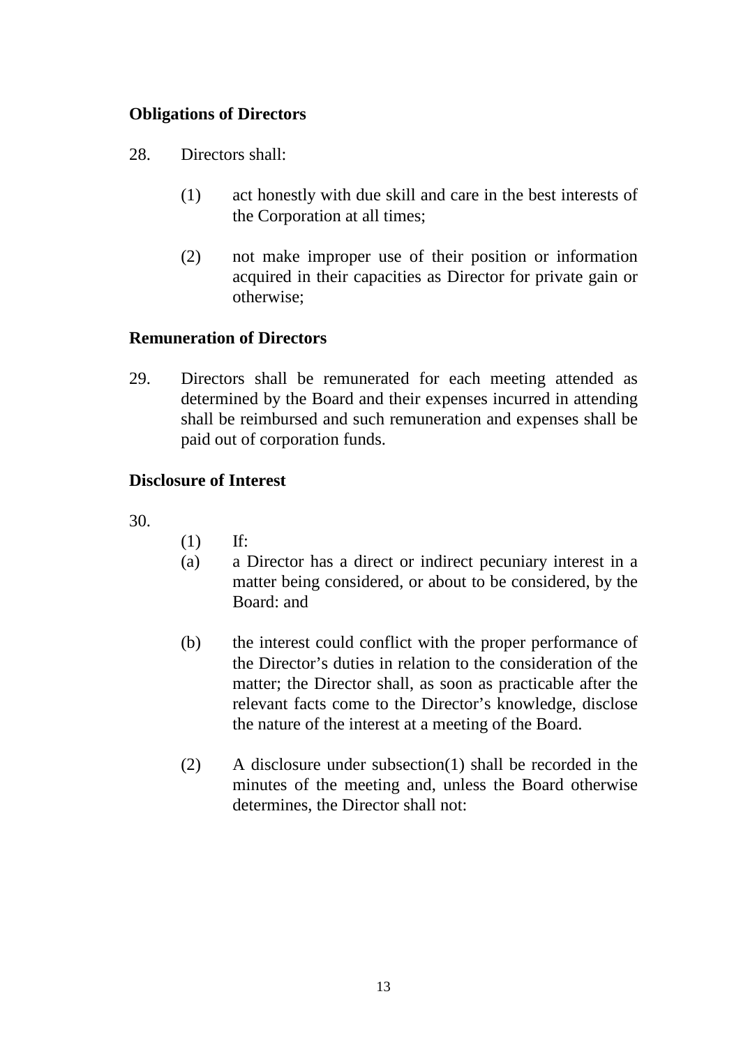**Obligations of Directors**

28. Directors shall:

    (1) act honestly with due skill and care in the best interests of the Corporation at all times;

    (2) not make improper use of their position or information acquired in their capacities as Director for private gain or otherwise;

**Remuneration of Directors**

29. Directors shall be remunerated for each meeting attended as determined by the Board and their expenses incurred in attending shall be reimbursed and such remuneration and expenses shall be paid out of corporation funds.

**Disclosure of Interest**

30.

    (1) If:

    (a) a Director has a direct or indirect pecuniary interest in a matter being considered, or about to be considered, by the Board: and

    (b) the interest could conflict with the proper performance of the Director's duties in relation to the consideration of the matter; the Director shall, as soon as practicable after the relevant facts come to the Director's knowledge, disclose the nature of the interest at a meeting of the Board.

    (2) A disclosure under subsection(1) shall be recorded in the minutes of the meeting and, unless the Board otherwise determines, the Director shall not: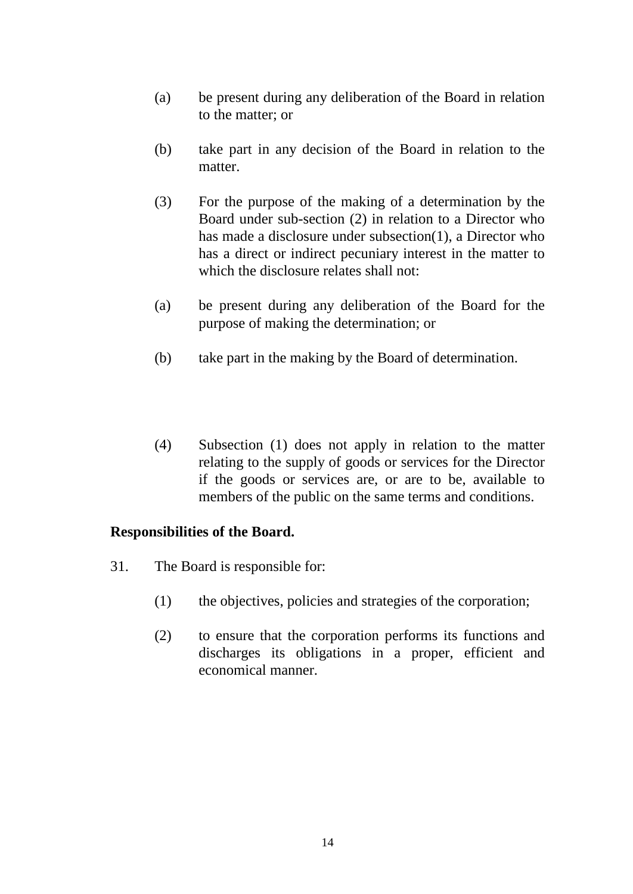(a) be present during any deliberation of the Board in relation to the matter; or

(b) take part in any decision of the Board in relation to the matter.

(3) For the purpose of the making of a determination by the Board under sub-section (2) in relation to a Director who has made a disclosure under subsection(1), a Director who has a direct or indirect pecuniary interest in the matter to which the disclosure relates shall not:

(a) be present during any deliberation of the Board for the purpose of making the determination; or

(b) take part in the making by the Board of determination.

(4) Subsection (1) does not apply in relation to the matter relating to the supply of goods or services for the Director if the goods or services are, or are to be, available to members of the public on the same terms and conditions.

**Responsibilities of the Board.**

31. The Board is responsible for:

(1) the objectives, policies and strategies of the corporation;

(2) to ensure that the corporation performs its functions and discharges its obligations in a proper, efficient and economical manner.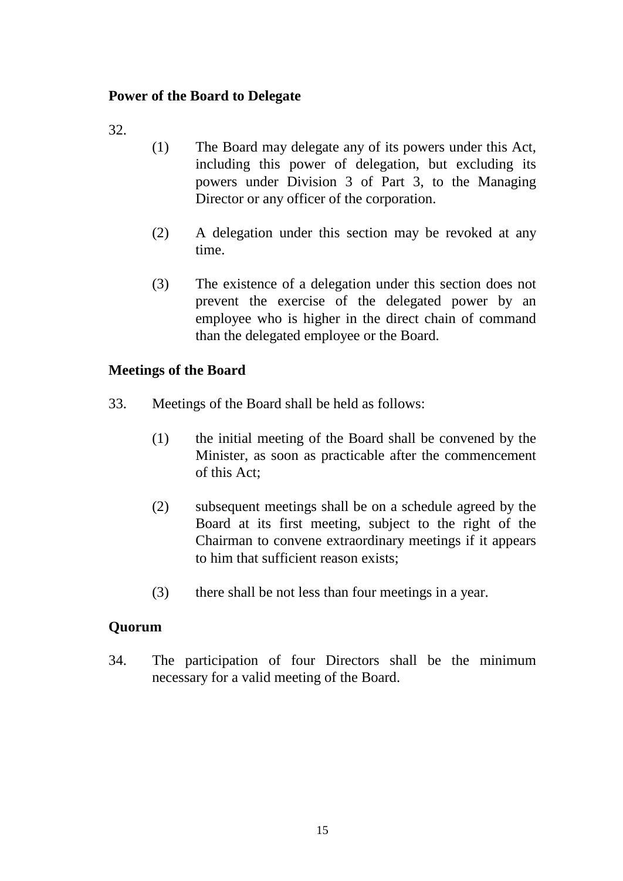**Power of the Board to Delegate**

32.

(1) The Board may delegate any of its powers under this Act, including this power of delegation, but excluding its powers under Division 3 of Part 3, to the Managing Director or any officer of the corporation.

(2) A delegation under this section may be revoked at any time.

(3) The existence of a delegation under this section does not prevent the exercise of the delegated power by an employee who is higher in the direct chain of command than the delegated employee or the Board.

**Meetings of the Board**

33. Meetings of the Board shall be held as follows:

(1) the initial meeting of the Board shall be convened by the Minister, as soon as practicable after the commencement of this Act;

(2) subsequent meetings shall be on a schedule agreed by the Board at its first meeting, subject to the right of the Chairman to convene extraordinary meetings if it appears to him that sufficient reason exists;

(3) there shall be not less than four meetings in a year.

**Quorum**

34. The participation of four Directors shall be the minimum necessary for a valid meeting of the Board.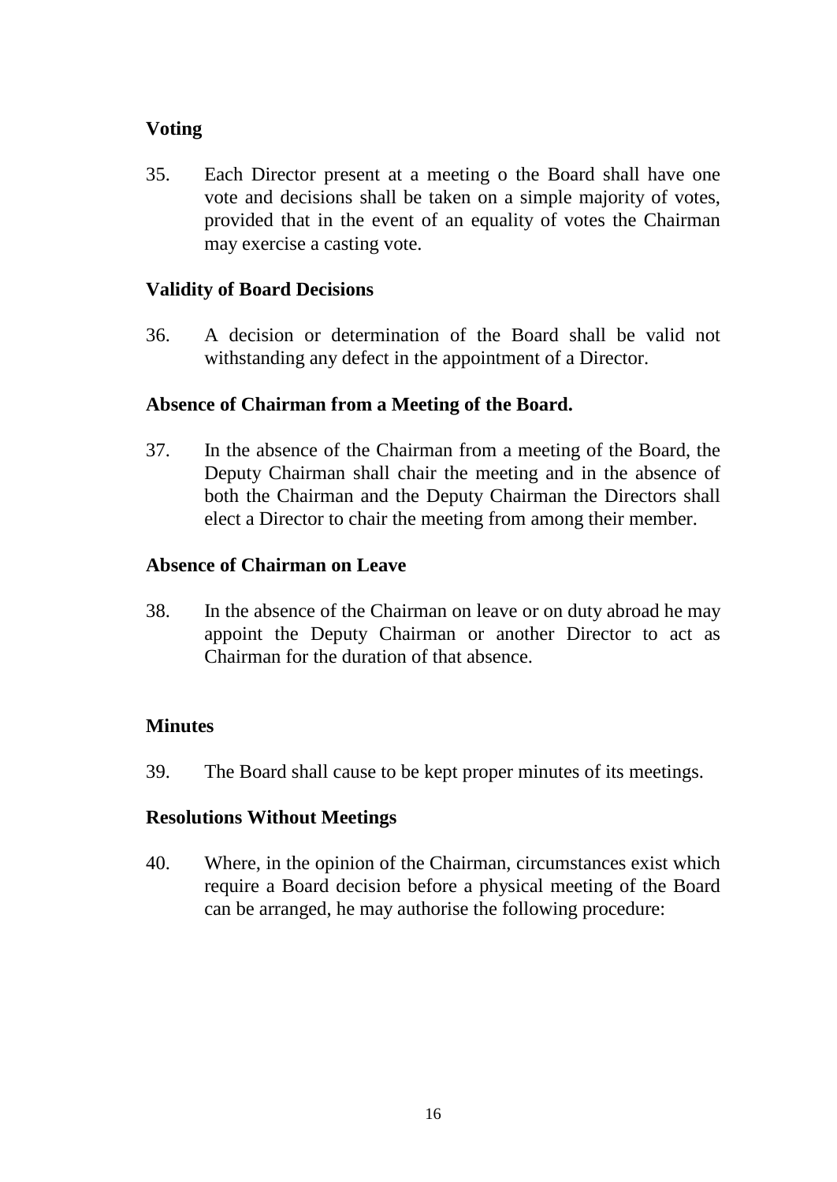**Voting**

35. Each Director present at a meeting o the Board shall have one vote and decisions shall be taken on a simple majority of votes, provided that in the event of an equality of votes the Chairman may exercise a casting vote.

**Validity of Board Decisions**

36. A decision or determination of the Board shall be valid not withstanding any defect in the appointment of a Director.

**Absence of Chairman from a Meeting of the Board.**

37. In the absence of the Chairman from a meeting of the Board, the Deputy Chairman shall chair the meeting and in the absence of both the Chairman and the Deputy Chairman the Directors shall elect a Director to chair the meeting from among their member.

**Absence of Chairman on Leave**

38. In the absence of the Chairman on leave or on duty abroad he may appoint the Deputy Chairman or another Director to act as Chairman for the duration of that absence.

**Minutes**

39. The Board shall cause to be kept proper minutes of its meetings.

**Resolutions Without Meetings**

40. Where, in the opinion of the Chairman, circumstances exist which require a Board decision before a physical meeting of the Board can be arranged, he may authorise the following procedure: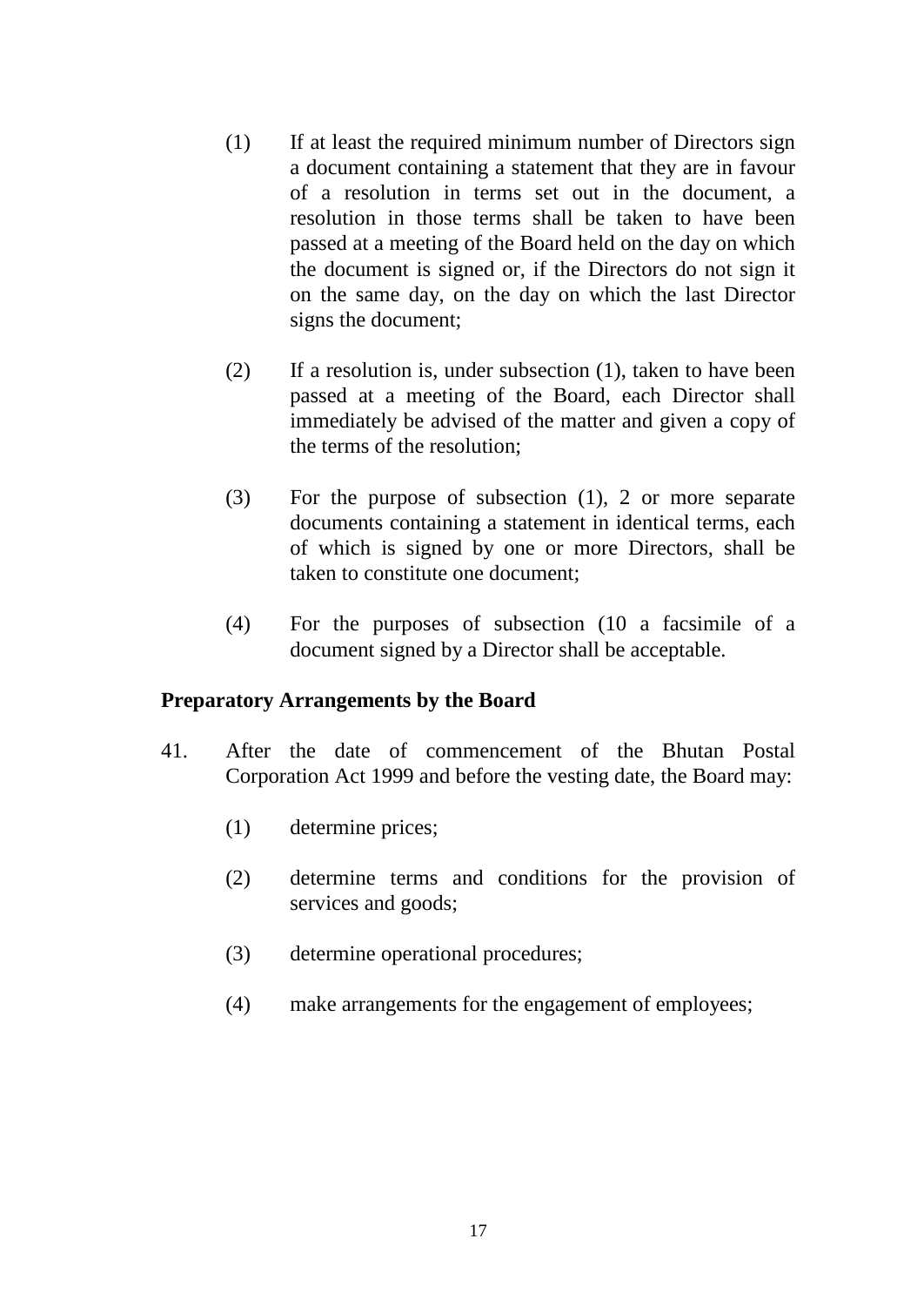(1) If at least the required minimum number of Directors sign a document containing a statement that they are in favour of a resolution in terms set out in the document, a resolution in those terms shall be taken to have been passed at a meeting of the Board held on the day on which the document is signed or, if the Directors do not sign it on the same day, on the day on which the last Director signs the document;

(2) If a resolution is, under subsection (1), taken to have been passed at a meeting of the Board, each Director shall immediately be advised of the matter and given a copy of the terms of the resolution;

(3) For the purpose of subsection (1), 2 or more separate documents containing a statement in identical terms, each of which is signed by one or more Directors, shall be taken to constitute one document;

(4) For the purposes of subsection (10 a facsimile of a document signed by a Director shall be acceptable.

**Preparatory Arrangements by the Board**

41. After the date of commencement of the Bhutan Postal Corporation Act 1999 and before the vesting date, the Board may:

(1) determine prices;

(2) determine terms and conditions for the provision of services and goods;

(3) determine operational procedures;

(4) make arrangements for the engagement of employees;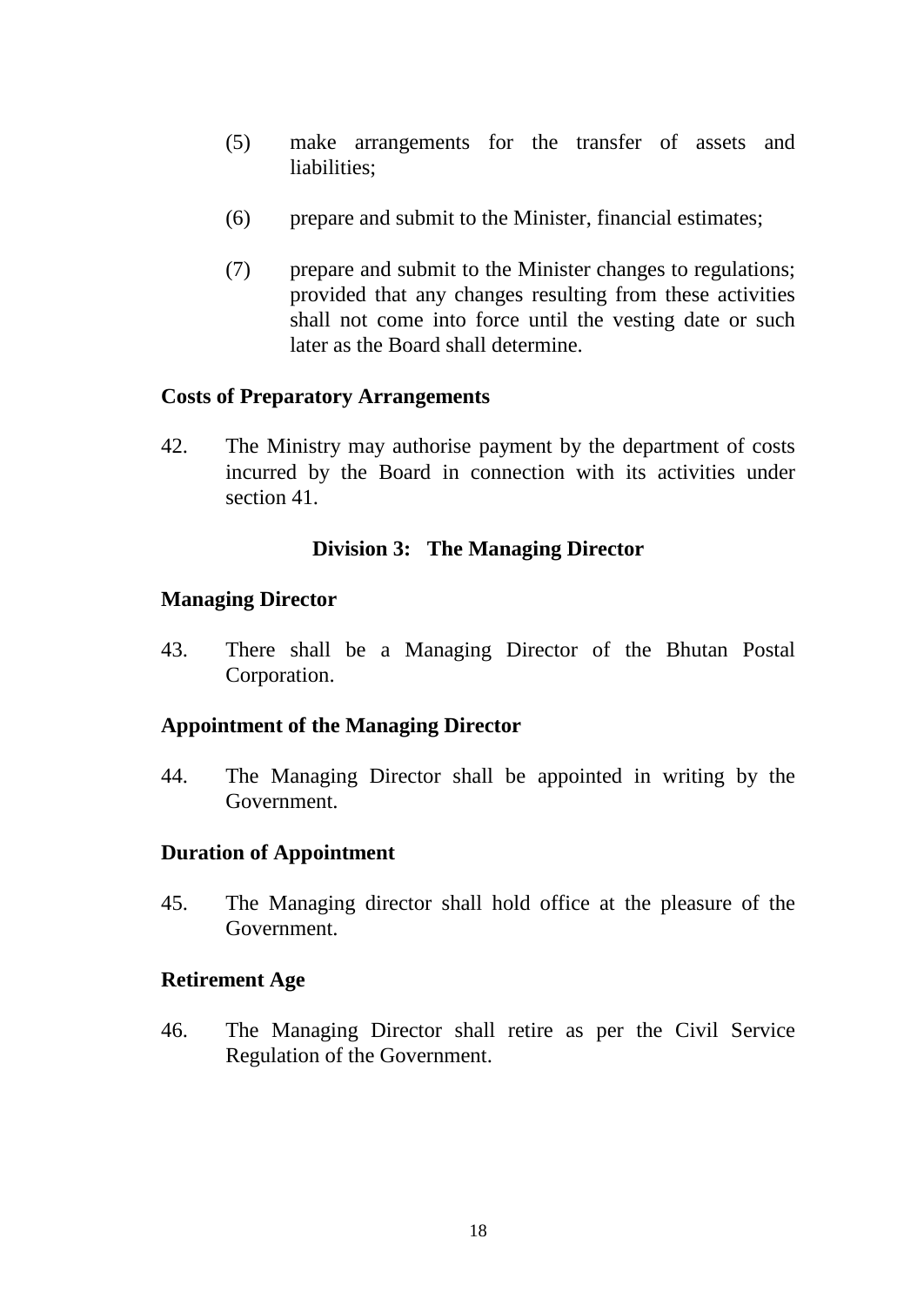(5) make arrangements for the transfer of assets and liabilities;

(6) prepare and submit to the Minister, financial estimates;

(7) prepare and submit to the Minister changes to regulations; provided that any changes resulting from these activities shall not come into force until the vesting date or such later as the Board shall determine.

**Costs of Preparatory Arrangements**

42. The Ministry may authorise payment by the department of costs incurred by the Board in connection with its activities under section 41.

### Division 3: The Managing Director

**Managing Director**

43. There shall be a Managing Director of the Bhutan Postal Corporation.

**Appointment of the Managing Director**

44. The Managing Director shall be appointed in writing by the Government.

**Duration of Appointment**

45. The Managing director shall hold office at the pleasure of the Government.

**Retirement Age**

46. The Managing Director shall retire as per the Civil Service Regulation of the Government.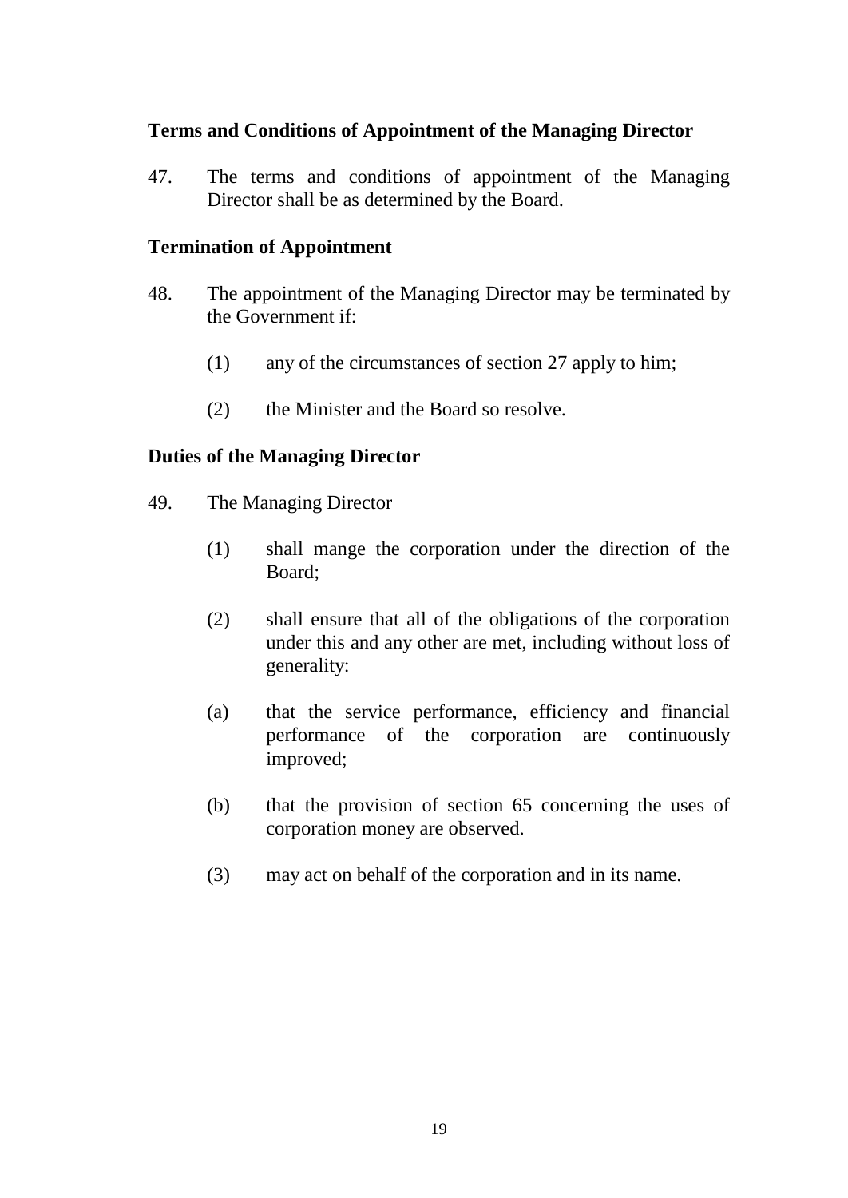**Terms and Conditions of Appointment of the Managing Director**

47. The terms and conditions of appointment of the Managing Director shall be as determined by the Board.

**Termination of Appointment**

48. The appointment of the Managing Director may be terminated by the Government if:

    (1) any of the circumstances of section 27 apply to him;

    (2) the Minister and the Board so resolve.

**Duties of the Managing Director**

49. The Managing Director

    (1) shall mange the corporation under the direction of the Board;

    (2) shall ensure that all of the obligations of the corporation under this and any other are met, including without loss of generality:

    (a) that the service performance, efficiency and financial performance of the corporation are continuously improved;

    (b) that the provision of section 65 concerning the uses of corporation money are observed.

    (3) may act on behalf of the corporation and in its name.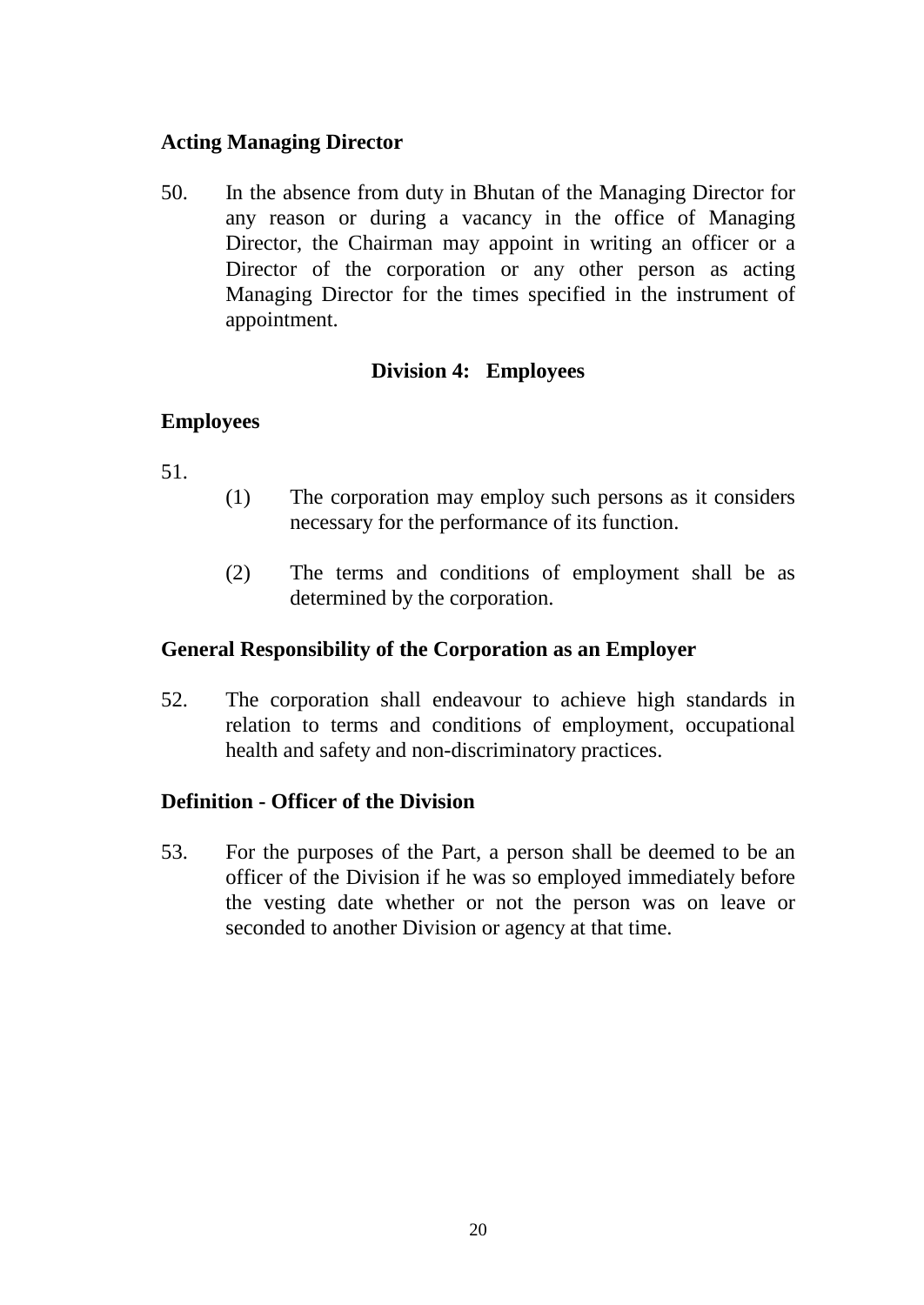**Acting Managing Director**

50. In the absence from duty in Bhutan of the Managing Director for any reason or during a vacancy in the office of Managing Director, the Chairman may appoint in writing an officer or a Director of the corporation or any other person as acting Managing Director for the times specified in the instrument of appointment.

## Division 4: Employees

**Employees**

51.

(1) The corporation may employ such persons as it considers necessary for the performance of its function.

(2) The terms and conditions of employment shall be as determined by the corporation.

**General Responsibility of the Corporation as an Employer**

52. The corporation shall endeavour to achieve high standards in relation to terms and conditions of employment, occupational health and safety and non-discriminatory practices.

**Definition - Officer of the Division**

53. For the purposes of the Part, a person shall be deemed to be an officer of the Division if he was so employed immediately before the vesting date whether or not the person was on leave or seconded to another Division or agency at that time.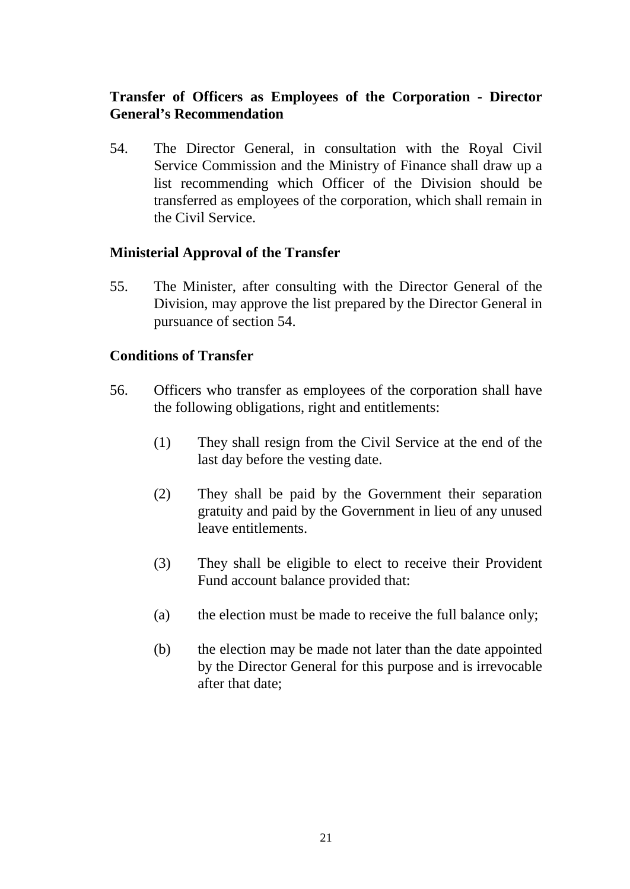**Transfer of Officers as Employees of the Corporation - Director General's Recommendation**

54. The Director General, in consultation with the Royal Civil Service Commission and the Ministry of Finance shall draw up a list recommending which Officer of the Division should be transferred as employees of the corporation, which shall remain in the Civil Service.

**Ministerial Approval of the Transfer**

55. The Minister, after consulting with the Director General of the Division, may approve the list prepared by the Director General in pursuance of section 54.

**Conditions of Transfer**

56. Officers who transfer as employees of the corporation shall have the following obligations, right and entitlements:

    (1) They shall resign from the Civil Service at the end of the last day before the vesting date.

    (2) They shall be paid by the Government their separation gratuity and paid by the Government in lieu of any unused leave entitlements.

    (3) They shall be eligible to elect to receive their Provident Fund account balance provided that:

    (a) the election must be made to receive the full balance only;

    (b) the election may be made not later than the date appointed by the Director General for this purpose and is irrevocable after that date;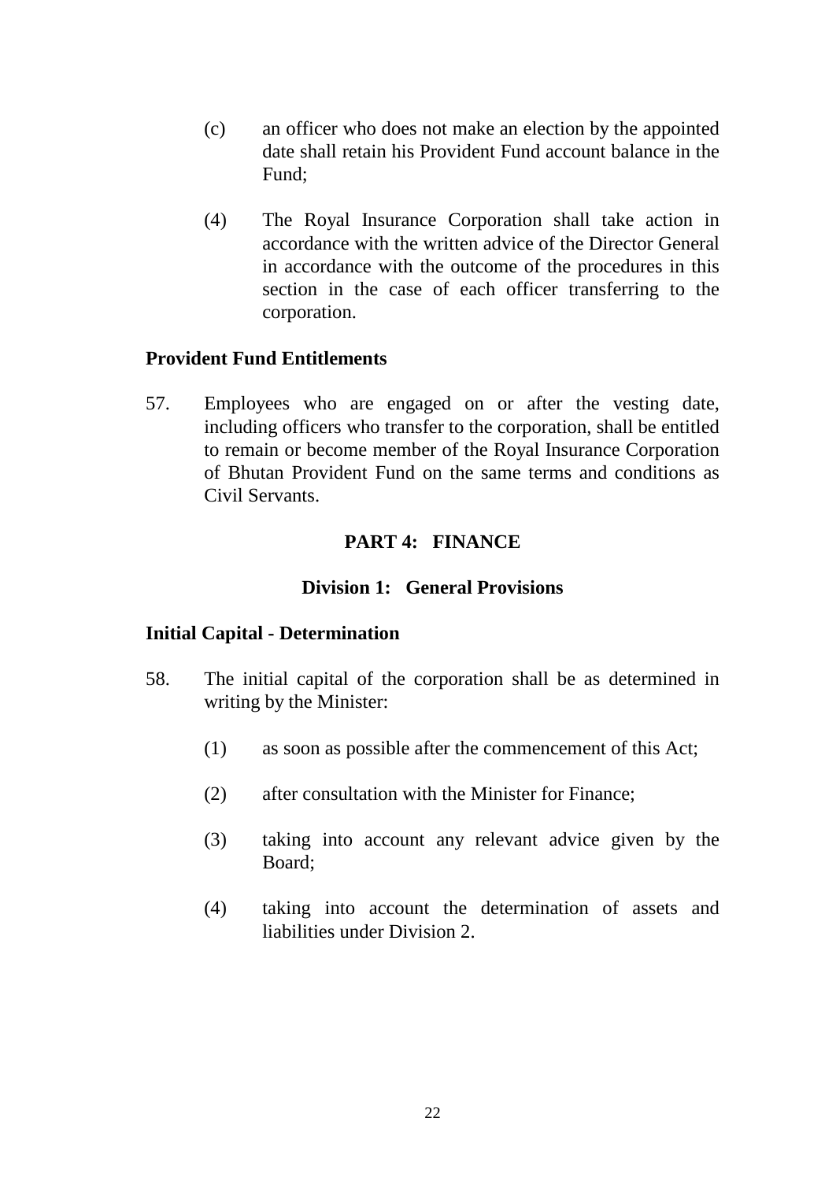(c) an officer who does not make an election by the appointed date shall retain his Provident Fund account balance in the Fund;

(4) The Royal Insurance Corporation shall take action in accordance with the written advice of the Director General in accordance with the outcome of the procedures in this section in the case of each officer transferring to the corporation.

**Provident Fund Entitlements**

57. Employees who are engaged on or after the vesting date, including officers who transfer to the corporation, shall be entitled to remain or become member of the Royal Insurance Corporation of Bhutan Provident Fund on the same terms and conditions as Civil Servants.

## PART 4: FINANCE

### Division 1: General Provisions

**Initial Capital - Determination**

58. The initial capital of the corporation shall be as determined in writing by the Minister:

(1) as soon as possible after the commencement of this Act;

(2) after consultation with the Minister for Finance;

(3) taking into account any relevant advice given by the Board;

(4) taking into account the determination of assets and liabilities under Division 2.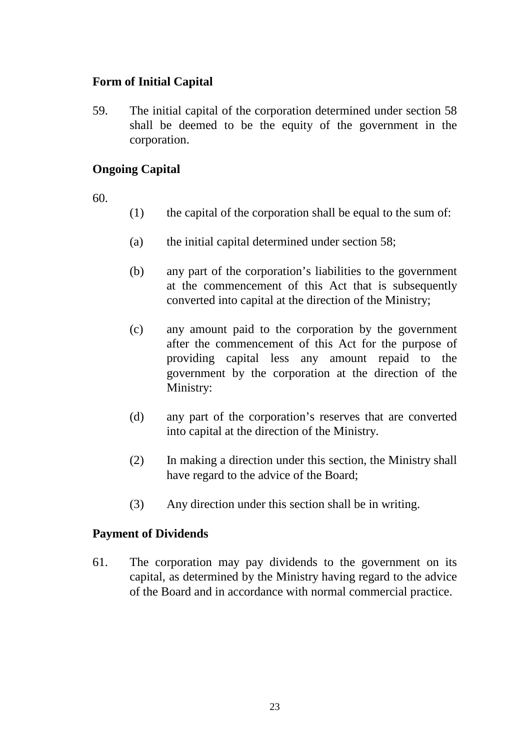## Form of Initial Capital

59. The initial capital of the corporation determined under section 58 shall be deemed to be the equity of the government in the corporation.

## Ongoing Capital

60.

(1) the capital of the corporation shall be equal to the sum of:

(a) the initial capital determined under section 58;

(b) any part of the corporation's liabilities to the government at the commencement of this Act that is subsequently converted into capital at the direction of the Ministry;

(c) any amount paid to the corporation by the government after the commencement of this Act for the purpose of providing capital less any amount repaid to the government by the corporation at the direction of the Ministry:

(d) any part of the corporation's reserves that are converted into capital at the direction of the Ministry.

(2) In making a direction under this section, the Ministry shall have regard to the advice of the Board;

(3) Any direction under this section shall be in writing.

## Payment of Dividends

61. The corporation may pay dividends to the government on its capital, as determined by the Ministry having regard to the advice of the Board and in accordance with normal commercial practice.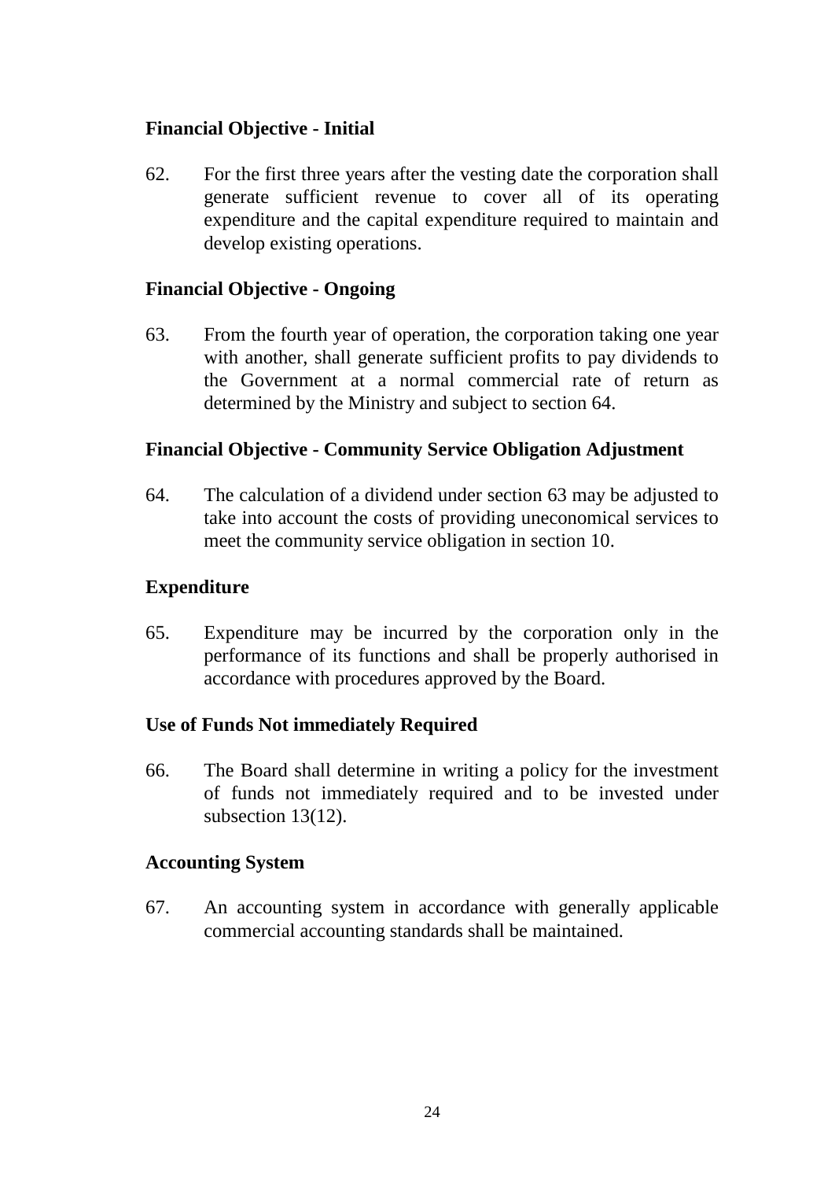**Financial Objective - Initial**

62. For the first three years after the vesting date the corporation shall generate sufficient revenue to cover all of its operating expenditure and the capital expenditure required to maintain and develop existing operations.

**Financial Objective - Ongoing**

63. From the fourth year of operation, the corporation taking one year with another, shall generate sufficient profits to pay dividends to the Government at a normal commercial rate of return as determined by the Ministry and subject to section 64.

**Financial Objective - Community Service Obligation Adjustment**

64. The calculation of a dividend under section 63 may be adjusted to take into account the costs of providing uneconomical services to meet the community service obligation in section 10.

**Expenditure**

65. Expenditure may be incurred by the corporation only in the performance of its functions and shall be properly authorised in accordance with procedures approved by the Board.

**Use of Funds Not immediately Required**

66. The Board shall determine in writing a policy for the investment of funds not immediately required and to be invested under subsection 13(12).

**Accounting System**

67. An accounting system in accordance with generally applicable commercial accounting standards shall be maintained.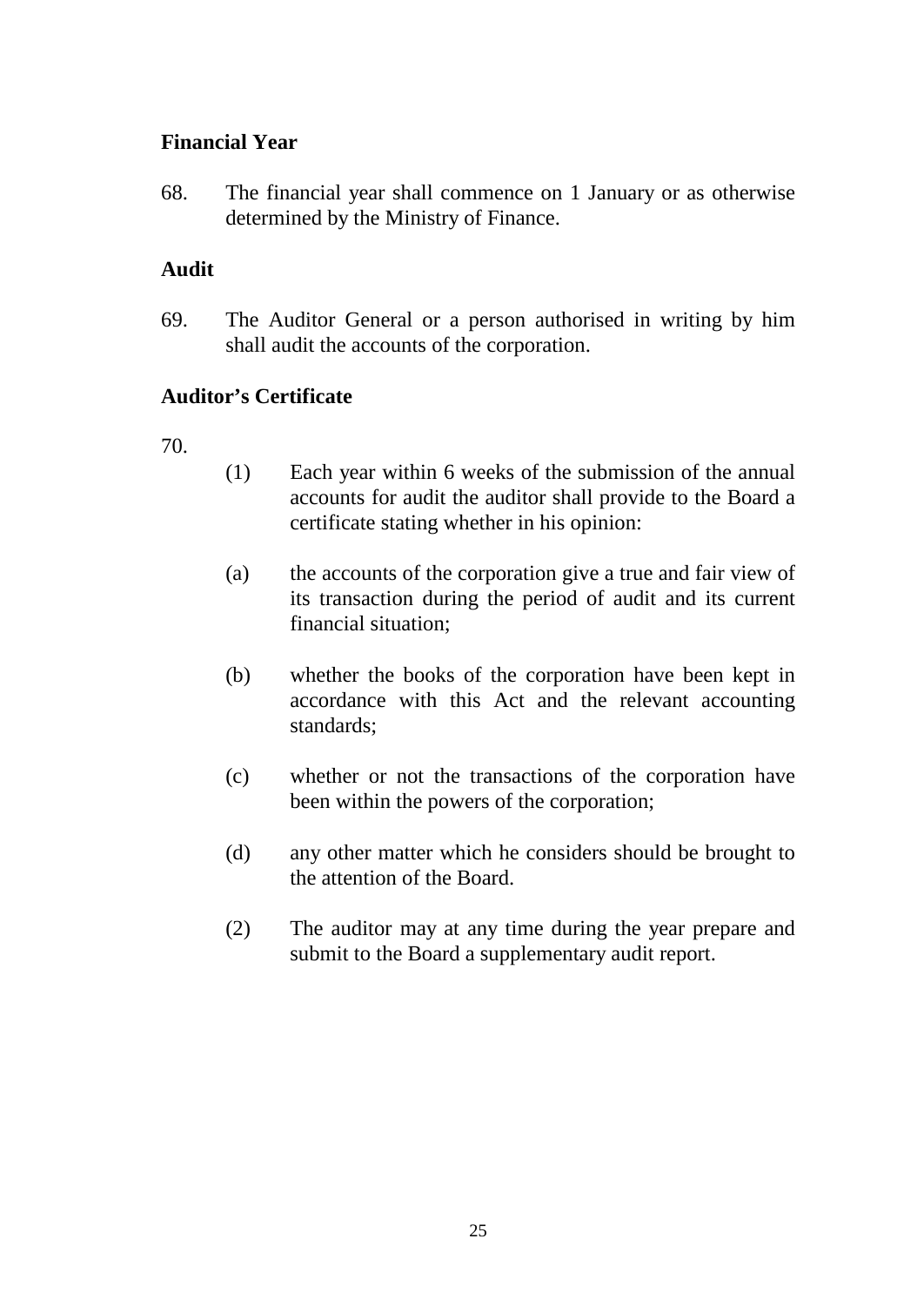**Financial Year**

68. The financial year shall commence on 1 January or as otherwise determined by the Ministry of Finance.

**Audit**

69. The Auditor General or a person authorised in writing by him shall audit the accounts of the corporation.

**Auditor's Certificate**

70.

(1) Each year within 6 weeks of the submission of the annual accounts for audit the auditor shall provide to the Board a certificate stating whether in his opinion:

(a) the accounts of the corporation give a true and fair view of its transaction during the period of audit and its current financial situation;

(b) whether the books of the corporation have been kept in accordance with this Act and the relevant accounting standards;

(c) whether or not the transactions of the corporation have been within the powers of the corporation;

(d) any other matter which he considers should be brought to the attention of the Board.

(2) The auditor may at any time during the year prepare and submit to the Board a supplementary audit report.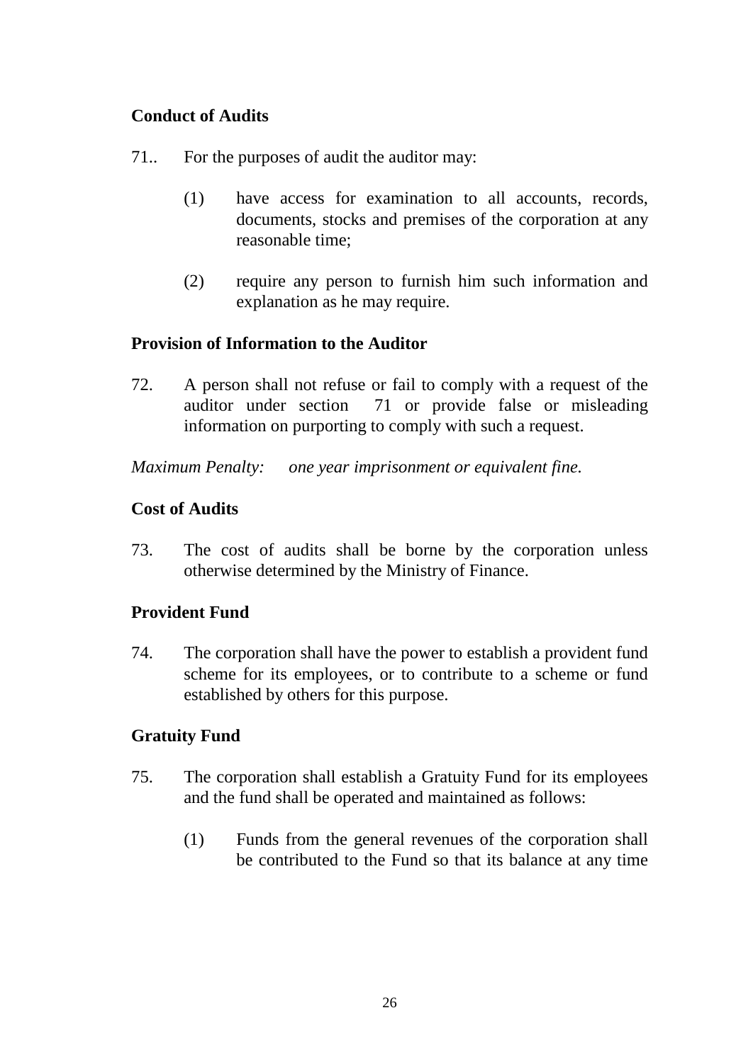**Conduct of Audits**

71.. For the purposes of audit the auditor may:

(1) have access for examination to all accounts, records, documents, stocks and premises of the corporation at any reasonable time;

(2) require any person to furnish him such information and explanation as he may require.

**Provision of Information to the Auditor**

72. A person shall not refuse or fail to comply with a request of the auditor under section 71 or provide false or misleading information on purporting to comply with such a request.

*Maximum Penalty: one year imprisonment or equivalent fine.*

**Cost of Audits**

73. The cost of audits shall be borne by the corporation unless otherwise determined by the Ministry of Finance.

**Provident Fund**

74. The corporation shall have the power to establish a provident fund scheme for its employees, or to contribute to a scheme or fund established by others for this purpose.

**Gratuity Fund**

75. The corporation shall establish a Gratuity Fund for its employees and the fund shall be operated and maintained as follows:

(1) Funds from the general revenues of the corporation shall be contributed to the Fund so that its balance at any time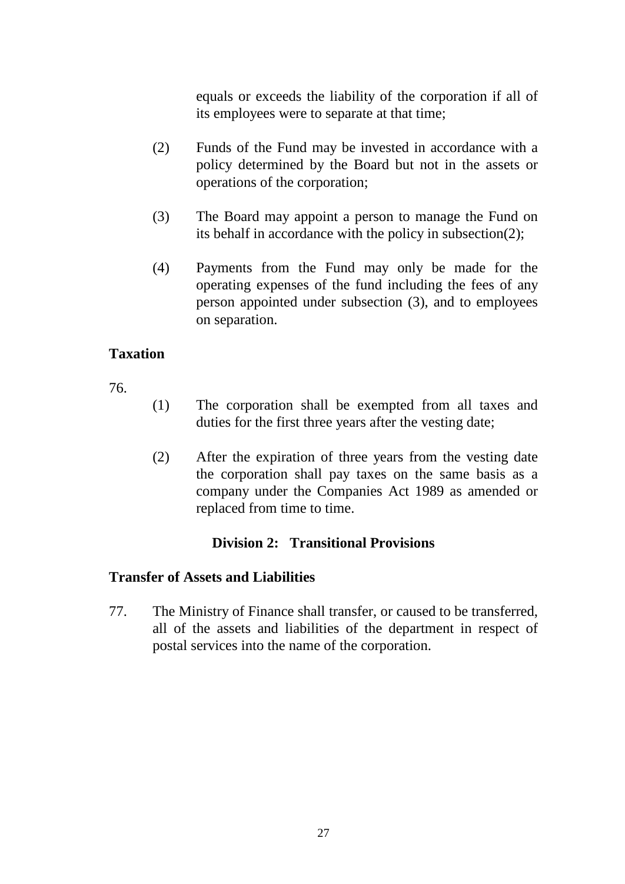equals or exceeds the liability of the corporation if all of its employees were to separate at that time;

(2) Funds of the Fund may be invested in accordance with a policy determined by the Board but not in the assets or operations of the corporation;

(3) The Board may appoint a person to manage the Fund on its behalf in accordance with the policy in subsection(2);

(4) Payments from the Fund may only be made for the operating expenses of the fund including the fees of any person appointed under subsection (3), and to employees on separation.

**Taxation**

76.

(1) The corporation shall be exempted from all taxes and duties for the first three years after the vesting date;

(2) After the expiration of three years from the vesting date the corporation shall pay taxes on the same basis as a company under the Companies Act 1989 as amended or replaced from time to time.

## Division 2: Transitional Provisions

**Transfer of Assets and Liabilities**

77. The Ministry of Finance shall transfer, or caused to be transferred, all of the assets and liabilities of the department in respect of postal services into the name of the corporation.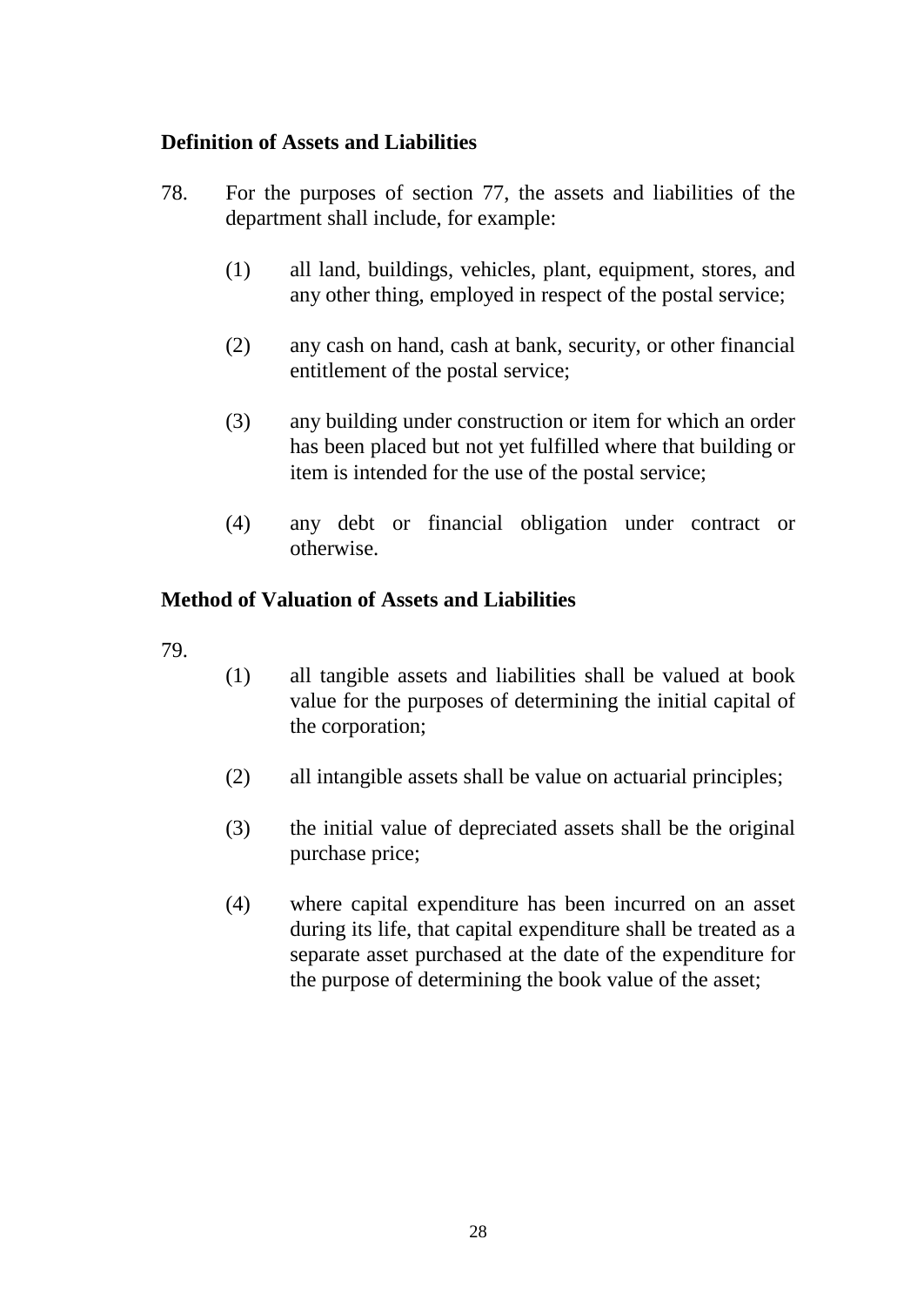## Definition of Assets and Liabilities

78. For the purposes of section 77, the assets and liabilities of the department shall include, for example:

    (1) all land, buildings, vehicles, plant, equipment, stores, and any other thing, employed in respect of the postal service;

    (2) any cash on hand, cash at bank, security, or other financial entitlement of the postal service;

    (3) any building under construction or item for which an order has been placed but not yet fulfilled where that building or item is intended for the use of the postal service;

    (4) any debt or financial obligation under contract or otherwise.

## Method of Valuation of Assets and Liabilities

79.

    (1) all tangible assets and liabilities shall be valued at book value for the purposes of determining the initial capital of the corporation;

    (2) all intangible assets shall be value on actuarial principles;

    (3) the initial value of depreciated assets shall be the original purchase price;

    (4) where capital expenditure has been incurred on an asset during its life, that capital expenditure shall be treated as a separate asset purchased at the date of the expenditure for the purpose of determining the book value of the asset;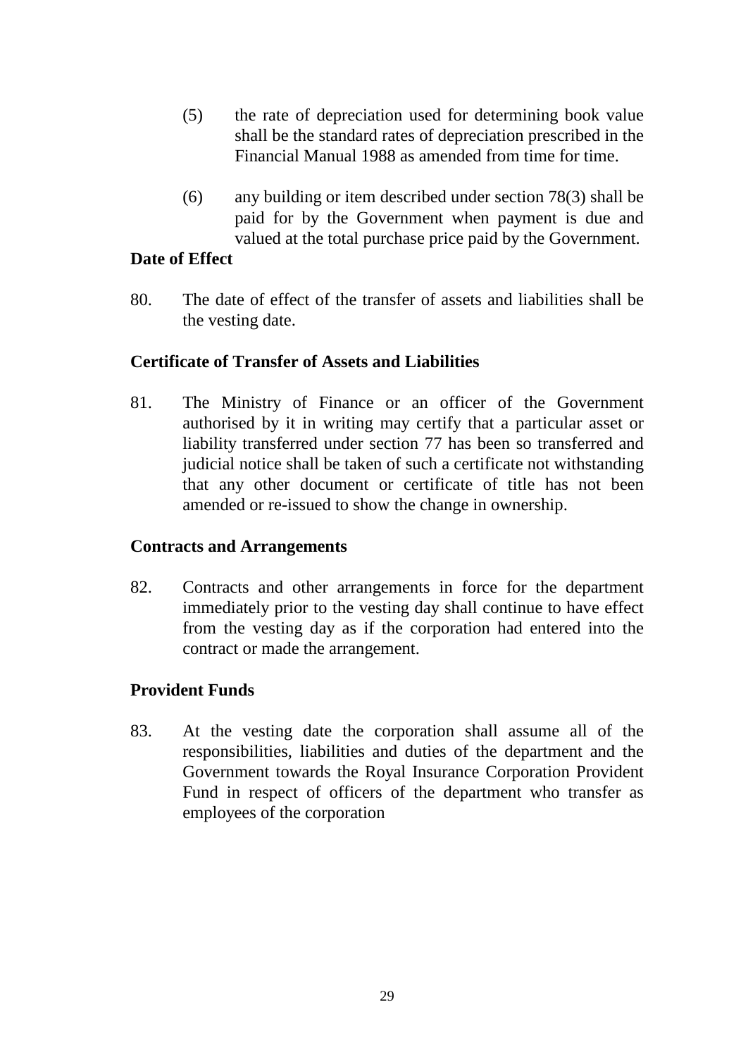(5) the rate of depreciation used for determining book value shall be the standard rates of depreciation prescribed in the Financial Manual 1988 as amended from time for time.

(6) any building or item described under section 78(3) shall be paid for by the Government when payment is due and valued at the total purchase price paid by the Government.

**Date of Effect**

80. The date of effect of the transfer of assets and liabilities shall be the vesting date.

**Certificate of Transfer of Assets and Liabilities**

81. The Ministry of Finance or an officer of the Government authorised by it in writing may certify that a particular asset or liability transferred under section 77 has been so transferred and judicial notice shall be taken of such a certificate not withstanding that any other document or certificate of title has not been amended or re-issued to show the change in ownership.

**Contracts and Arrangements**

82. Contracts and other arrangements in force for the department immediately prior to the vesting day shall continue to have effect from the vesting day as if the corporation had entered into the contract or made the arrangement.

**Provident Funds**

83. At the vesting date the corporation shall assume all of the responsibilities, liabilities and duties of the department and the Government towards the Royal Insurance Corporation Provident Fund in respect of officers of the department who transfer as employees of the corporation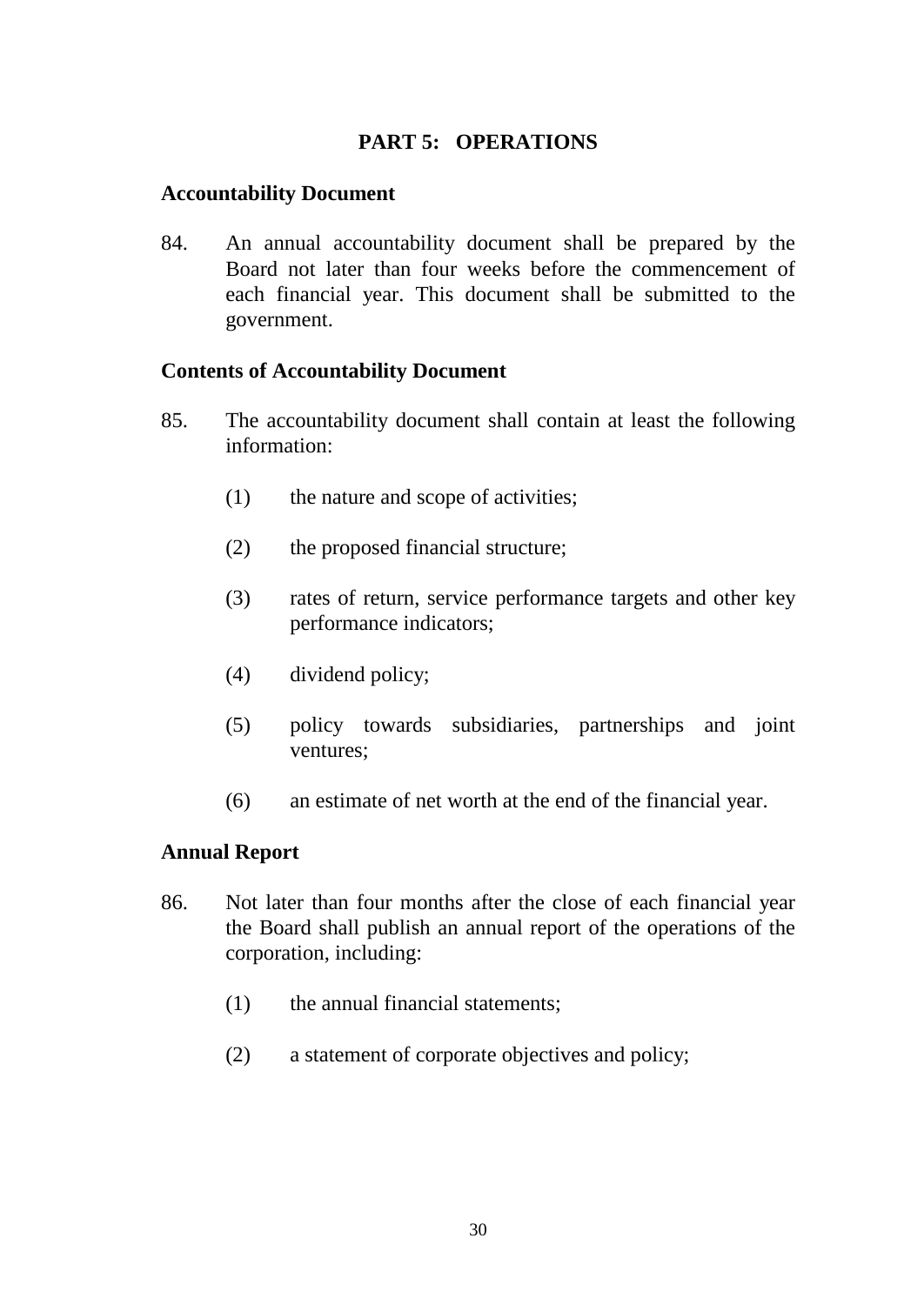## PART 5: OPERATIONS

**Accountability Document**

84. An annual accountability document shall be prepared by the Board not later than four weeks before the commencement of each financial year. This document shall be submitted to the government.

**Contents of Accountability Document**

85. The accountability document shall contain at least the following information:

    (1) the nature and scope of activities;

    (2) the proposed financial structure;

    (3) rates of return, service performance targets and other key performance indicators;

    (4) dividend policy;

    (5) policy towards subsidiaries, partnerships and joint ventures;

    (6) an estimate of net worth at the end of the financial year.

**Annual Report**

86. Not later than four months after the close of each financial year the Board shall publish an annual report of the operations of the corporation, including:

    (1) the annual financial statements;

    (2) a statement of corporate objectives and policy;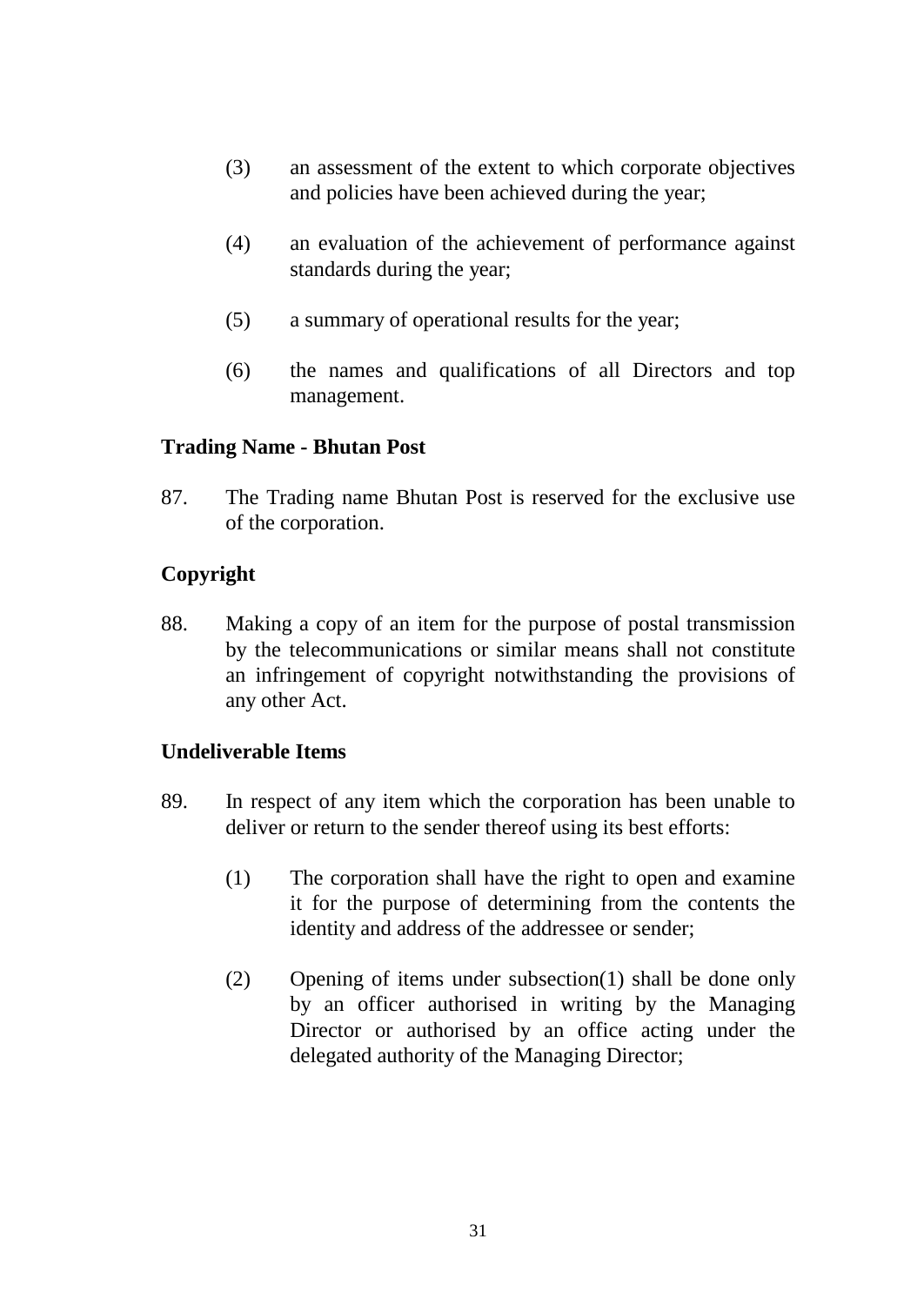(3) an assessment of the extent to which corporate objectives and policies have been achieved during the year;

(4) an evaluation of the achievement of performance against standards during the year;

(5) a summary of operational results for the year;

(6) the names and qualifications of all Directors and top management.

**Trading Name - Bhutan Post**

87. The Trading name Bhutan Post is reserved for the exclusive use of the corporation.

**Copyright**

88. Making a copy of an item for the purpose of postal transmission by the telecommunications or similar means shall not constitute an infringement of copyright notwithstanding the provisions of any other Act.

**Undeliverable Items**

89. In respect of any item which the corporation has been unable to deliver or return to the sender thereof using its best efforts:

(1) The corporation shall have the right to open and examine it for the purpose of determining from the contents the identity and address of the addressee or sender;

(2) Opening of items under subsection(1) shall be done only by an officer authorised in writing by the Managing Director or authorised by an office acting under the delegated authority of the Managing Director;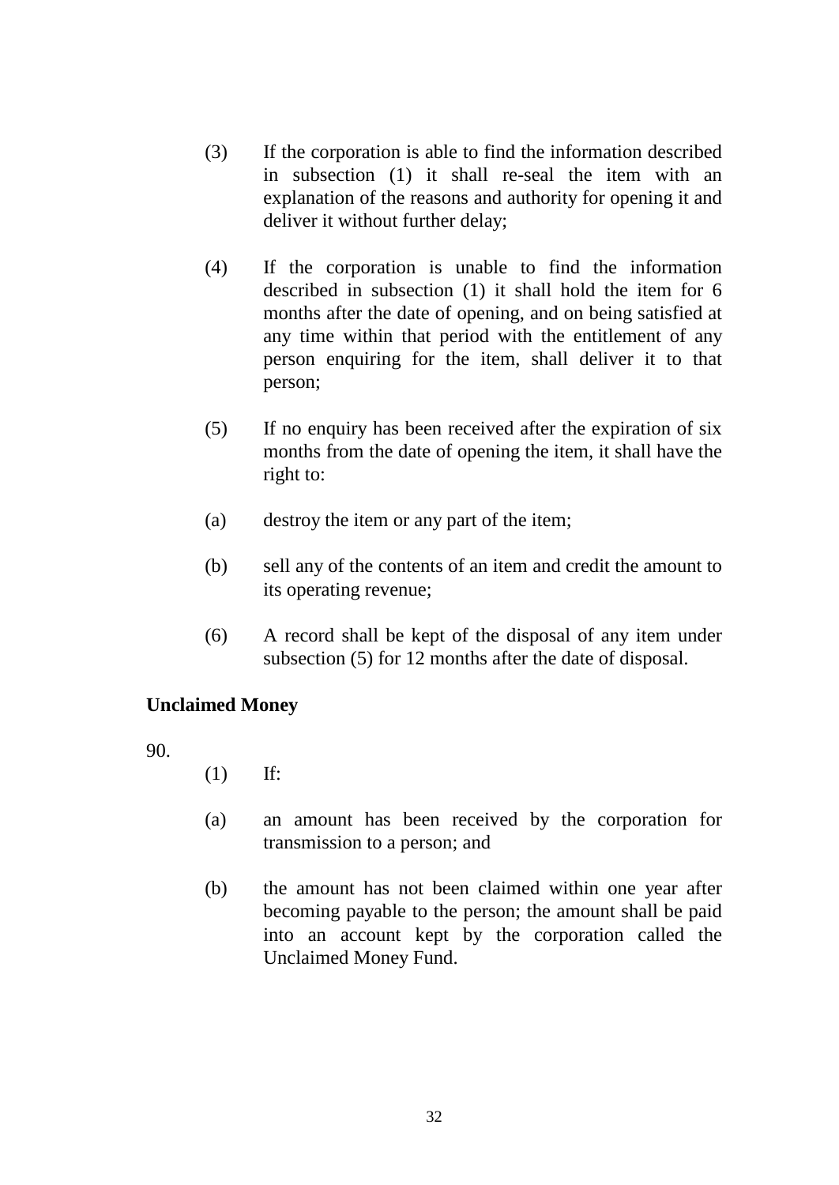(3) If the corporation is able to find the information described in subsection (1) it shall re-seal the item with an explanation of the reasons and authority for opening it and deliver it without further delay;

(4) If the corporation is unable to find the information described in subsection (1) it shall hold the item for 6 months after the date of opening, and on being satisfied at any time within that period with the entitlement of any person enquiring for the item, shall deliver it to that person;

(5) If no enquiry has been received after the expiration of six months from the date of opening the item, it shall have the right to:

(a) destroy the item or any part of the item;

(b) sell any of the contents of an item and credit the amount to its operating revenue;

(6) A record shall be kept of the disposal of any item under subsection (5) for 12 months after the date of disposal.

**Unclaimed Money**

90.

(1) If:

(a) an amount has been received by the corporation for transmission to a person; and

(b) the amount has not been claimed within one year after becoming payable to the person; the amount shall be paid into an account kept by the corporation called the Unclaimed Money Fund.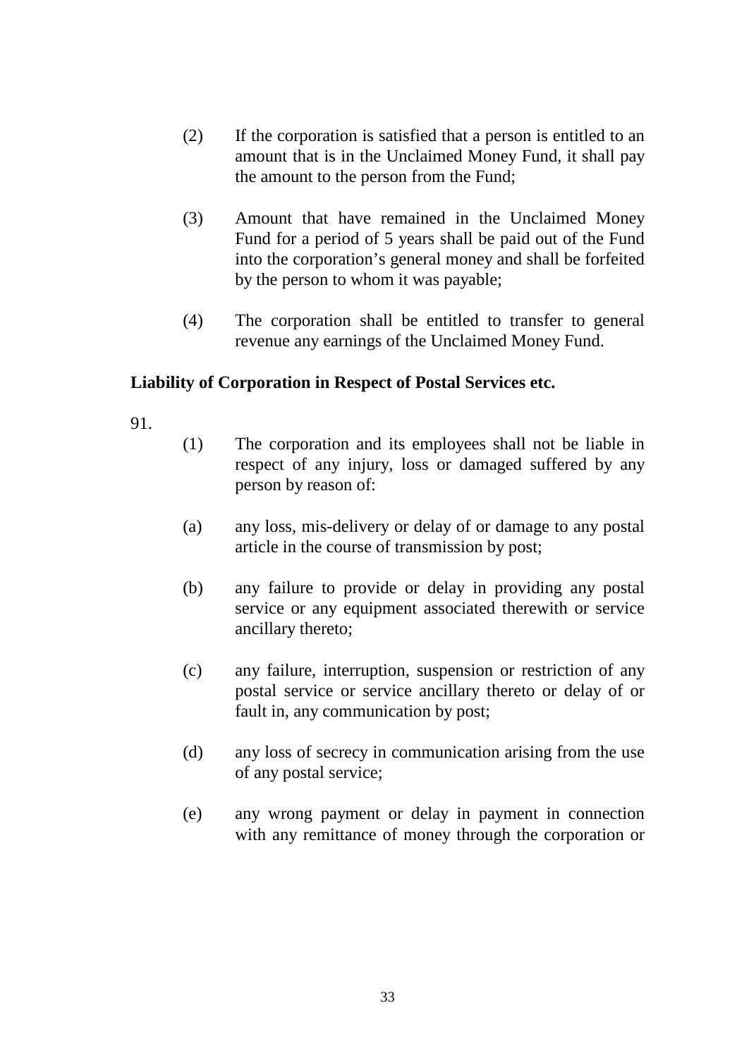(2) If the corporation is satisfied that a person is entitled to an amount that is in the Unclaimed Money Fund, it shall pay the amount to the person from the Fund;

(3) Amount that have remained in the Unclaimed Money Fund for a period of 5 years shall be paid out of the Fund into the corporation's general money and shall be forfeited by the person to whom it was payable;

(4) The corporation shall be entitled to transfer to general revenue any earnings of the Unclaimed Money Fund.

**Liability of Corporation in Respect of Postal Services etc.**

91.

(1) The corporation and its employees shall not be liable in respect of any injury, loss or damaged suffered by any person by reason of:

(a) any loss, mis-delivery or delay of or damage to any postal article in the course of transmission by post;

(b) any failure to provide or delay in providing any postal service or any equipment associated therewith or service ancillary thereto;

(c) any failure, interruption, suspension or restriction of any postal service or service ancillary thereto or delay of or fault in, any communication by post;

(d) any loss of secrecy in communication arising from the use of any postal service;

(e) any wrong payment or delay in payment in connection with any remittance of money through the corporation or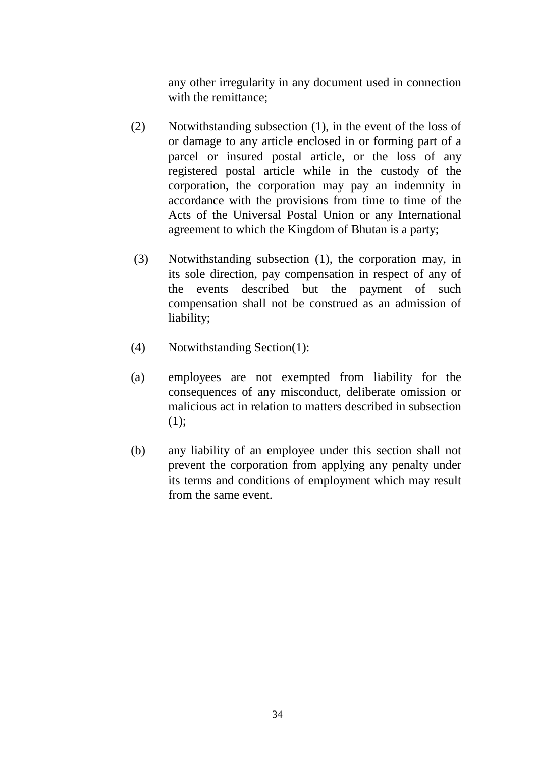any other irregularity in any document used in connection with the remittance;

(2) Notwithstanding subsection (1), in the event of the loss of or damage to any article enclosed in or forming part of a parcel or insured postal article, or the loss of any registered postal article while in the custody of the corporation, the corporation may pay an indemnity in accordance with the provisions from time to time of the Acts of the Universal Postal Union or any International agreement to which the Kingdom of Bhutan is a party;

(3) Notwithstanding subsection (1), the corporation may, in its sole direction, pay compensation in respect of any of the events described but the payment of such compensation shall not be construed as an admission of liability;

(4) Notwithstanding Section(1):

(a) employees are not exempted from liability for the consequences of any misconduct, deliberate omission or malicious act in relation to matters described in subsection (1);

(b) any liability of an employee under this section shall not prevent the corporation from applying any penalty under its terms and conditions of employment which may result from the same event.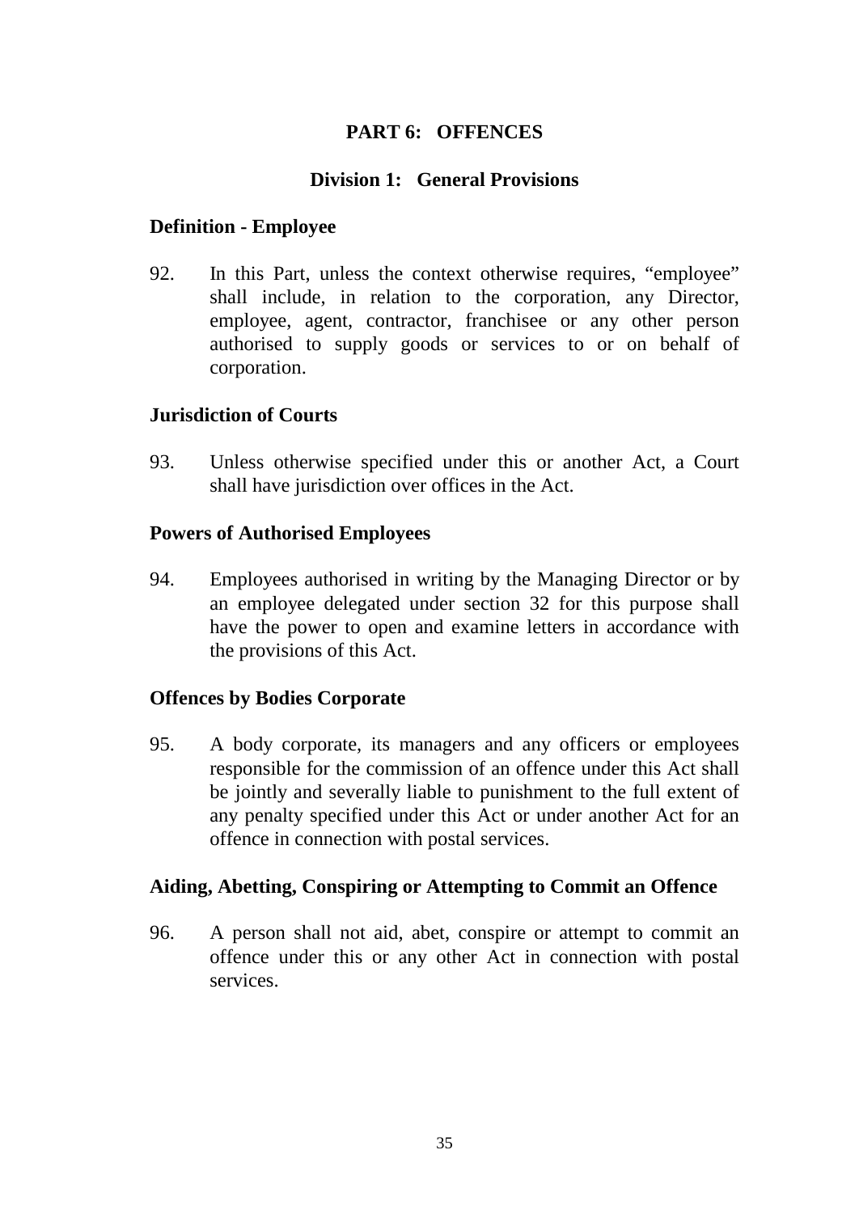# PART 6: OFFENCES

## Division 1: General Provisions

### Definition - Employee

92. In this Part, unless the context otherwise requires, "employee" shall include, in relation to the corporation, any Director, employee, agent, contractor, franchisee or any other person authorised to supply goods or services to or on behalf of corporation.

### Jurisdiction of Courts

93. Unless otherwise specified under this or another Act, a Court shall have jurisdiction over offices in the Act.

### Powers of Authorised Employees

94. Employees authorised in writing by the Managing Director or by an employee delegated under section 32 for this purpose shall have the power to open and examine letters in accordance with the provisions of this Act.

### Offences by Bodies Corporate

95. A body corporate, its managers and any officers or employees responsible for the commission of an offence under this Act shall be jointly and severally liable to punishment to the full extent of any penalty specified under this Act or under another Act for an offence in connection with postal services.

### Aiding, Abetting, Conspiring or Attempting to Commit an Offence

96. A person shall not aid, abet, conspire or attempt to commit an offence under this or any other Act in connection with postal services.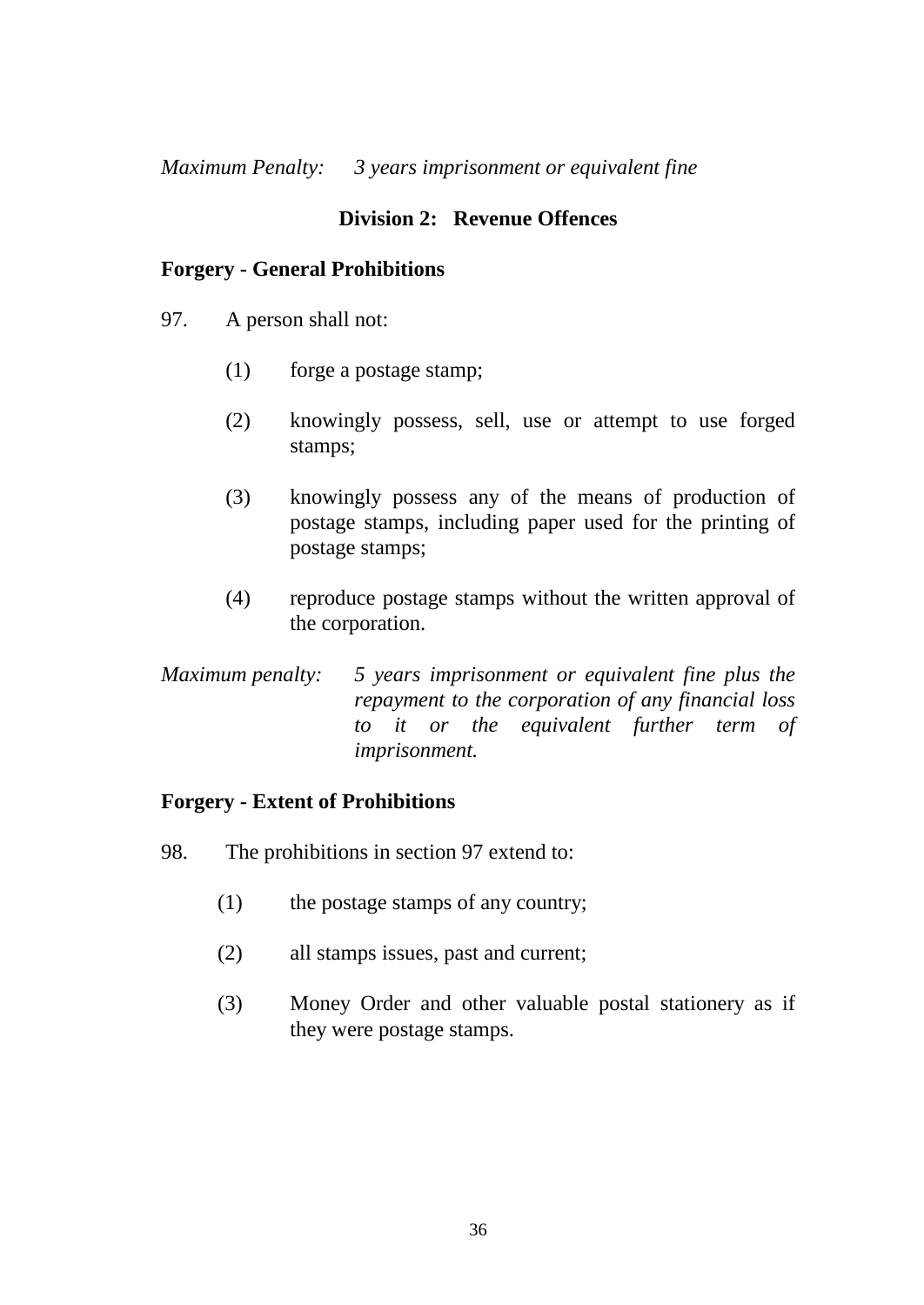*Maximum Penalty:* *3 years imprisonment or equivalent fine*

## Division 2: Revenue Offences

**Forgery - General Prohibitions**

97. A person shall not:

(1) forge a postage stamp;

(2) knowingly possess, sell, use or attempt to use forged stamps;

(3) knowingly possess any of the means of production of postage stamps, including paper used for the printing of postage stamps;

(4) reproduce postage stamps without the written approval of the corporation.

*Maximum penalty:* *5 years imprisonment or equivalent fine plus the repayment to the corporation of any financial loss to it or the equivalent further term of imprisonment.*

**Forgery - Extent of Prohibitions**

98. The prohibitions in section 97 extend to:

(1) the postage stamps of any country;

(2) all stamps issues, past and current;

(3) Money Order and other valuable postal stationery as if they were postage stamps.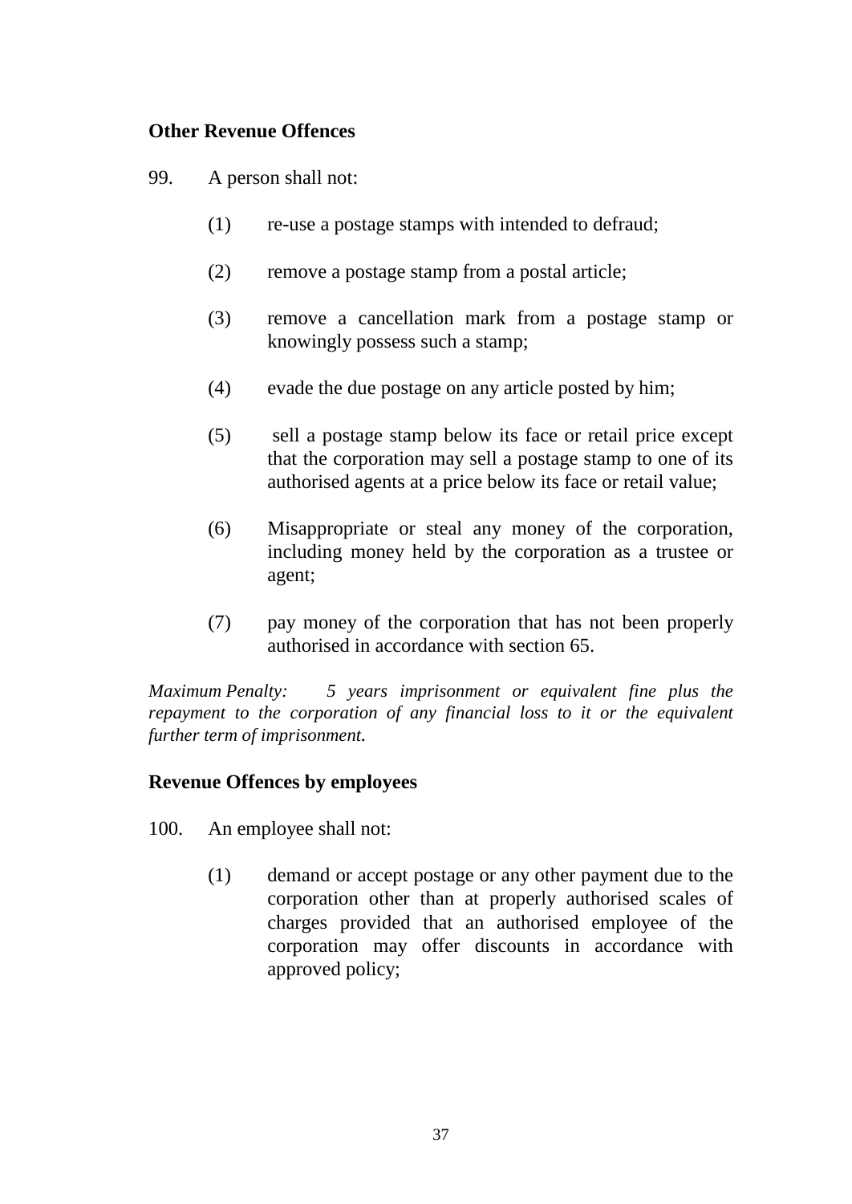**Other Revenue Offences**

99. A person shall not:

(1) re-use a postage stamps with intended to defraud;

(2) remove a postage stamp from a postal article;

(3) remove a cancellation mark from a postage stamp or knowingly possess such a stamp;

(4) evade the due postage on any article posted by him;

(5) sell a postage stamp below its face or retail price except that the corporation may sell a postage stamp to one of its authorised agents at a price below its face or retail value;

(6) Misappropriate or steal any money of the corporation, including money held by the corporation as a trustee or agent;

(7) pay money of the corporation that has not been properly authorised in accordance with section 65.

*Maximum Penalty: 5 years imprisonment or equivalent fine plus the repayment to the corporation of any financial loss to it or the equivalent further term of imprisonment.*

**Revenue Offences by employees**

100. An employee shall not:

(1) demand or accept postage or any other payment due to the corporation other than at properly authorised scales of charges provided that an authorised employee of the corporation may offer discounts in accordance with approved policy;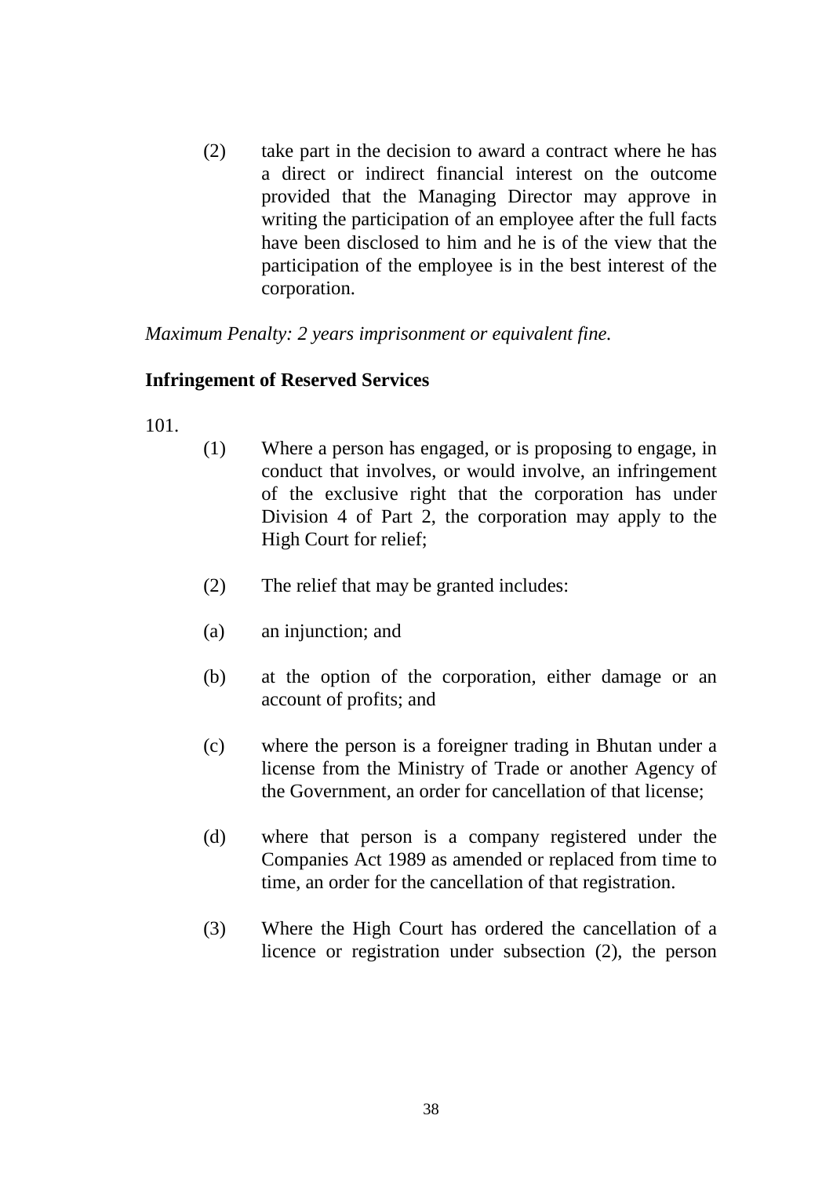(2) take part in the decision to award a contract where he has a direct or indirect financial interest on the outcome provided that the Managing Director may approve in writing the participation of an employee after the full facts have been disclosed to him and he is of the view that the participation of the employee is in the best interest of the corporation.

*Maximum Penalty: 2 years imprisonment or equivalent fine.*

**Infringement of Reserved Services**

101.

(1) Where a person has engaged, or is proposing to engage, in conduct that involves, or would involve, an infringement of the exclusive right that the corporation has under Division 4 of Part 2, the corporation may apply to the High Court for relief;

(2) The relief that may be granted includes:

(a) an injunction; and

(b) at the option of the corporation, either damage or an account of profits; and

(c) where the person is a foreigner trading in Bhutan under a license from the Ministry of Trade or another Agency of the Government, an order for cancellation of that license;

(d) where that person is a company registered under the Companies Act 1989 as amended or replaced from time to time, an order for the cancellation of that registration.

(3) Where the High Court has ordered the cancellation of a licence or registration under subsection (2), the person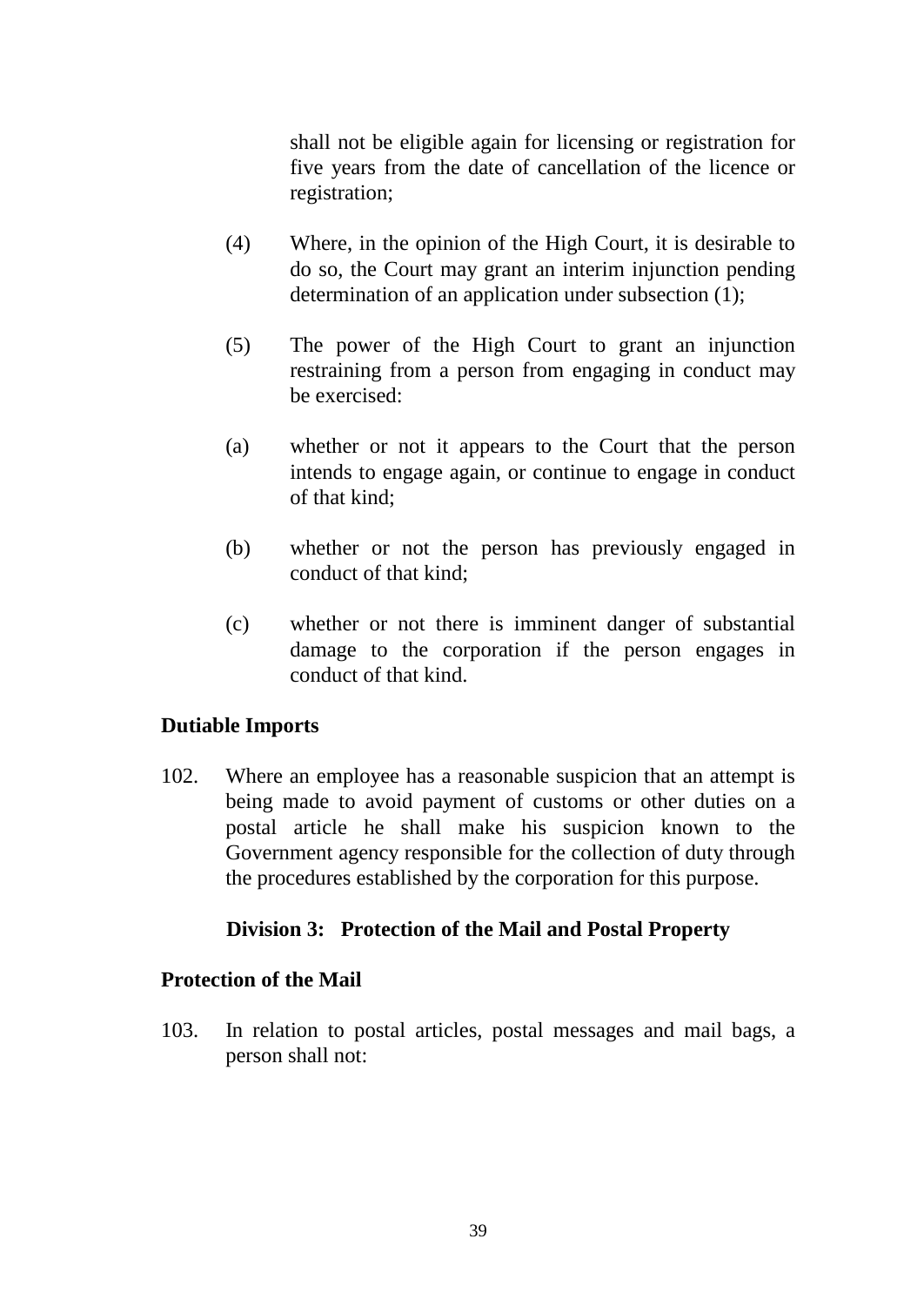shall not be eligible again for licensing or registration for five years from the date of cancellation of the licence or registration;

(4) Where, in the opinion of the High Court, it is desirable to do so, the Court may grant an interim injunction pending determination of an application under subsection (1);

(5) The power of the High Court to grant an injunction restraining from a person from engaging in conduct may be exercised:

(a) whether or not it appears to the Court that the person intends to engage again, or continue to engage in conduct of that kind;

(b) whether or not the person has previously engaged in conduct of that kind;

(c) whether or not there is imminent danger of substantial damage to the corporation if the person engages in conduct of that kind.

**Dutiable Imports**

102. Where an employee has a reasonable suspicion that an attempt is being made to avoid payment of customs or other duties on a postal article he shall make his suspicion known to the Government agency responsible for the collection of duty through the procedures established by the corporation for this purpose.

## Division 3: Protection of the Mail and Postal Property

**Protection of the Mail**

103. In relation to postal articles, postal messages and mail bags, a person shall not: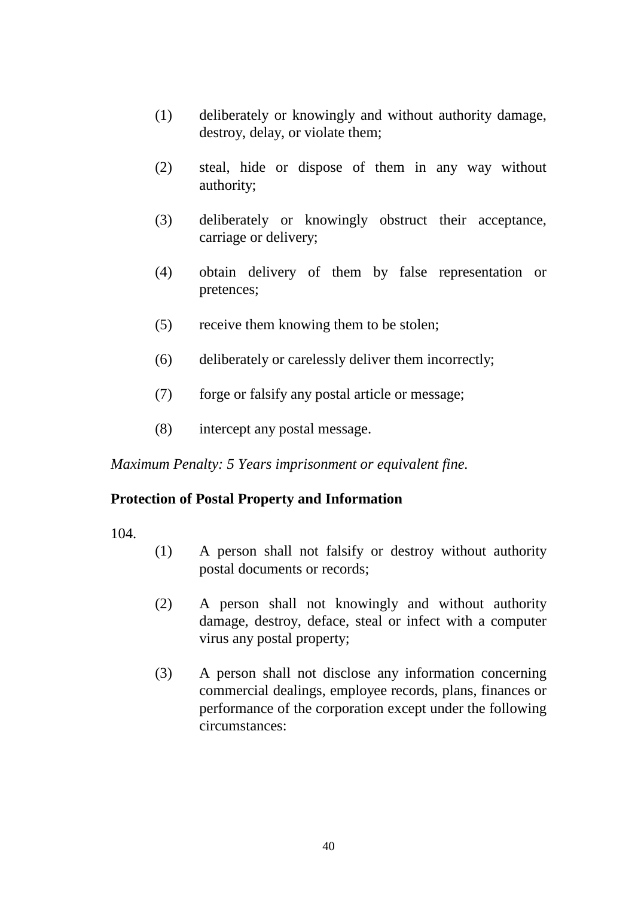(1) deliberately or knowingly and without authority damage, destroy, delay, or violate them;

(2) steal, hide or dispose of them in any way without authority;

(3) deliberately or knowingly obstruct their acceptance, carriage or delivery;

(4) obtain delivery of them by false representation or pretences;

(5) receive them knowing them to be stolen;

(6) deliberately or carelessly deliver them incorrectly;

(7) forge or falsify any postal article or message;

(8) intercept any postal message.

*Maximum Penalty: 5 Years imprisonment or equivalent fine.*

**Protection of Postal Property and Information**

104.

(1) A person shall not falsify or destroy without authority postal documents or records;

(2) A person shall not knowingly and without authority damage, destroy, deface, steal or infect with a computer virus any postal property;

(3) A person shall not disclose any information concerning commercial dealings, employee records, plans, finances or performance of the corporation except under the following circumstances: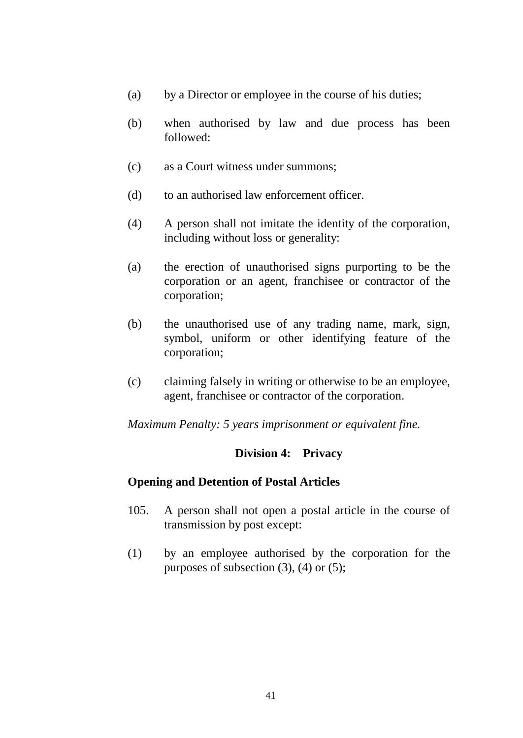(a) by a Director or employee in the course of his duties;

(b) when authorised by law and due process has been followed:

(c) as a Court witness under summons;

(d) to an authorised law enforcement officer.

(4) A person shall not imitate the identity of the corporation, including without loss or generality:

(a) the erection of unauthorised signs purporting to be the corporation or an agent, franchisee or contractor of the corporation;

(b) the unauthorised use of any trading name, mark, sign, symbol, uniform or other identifying feature of the corporation;

(c) claiming falsely in writing or otherwise to be an employee, agent, franchisee or contractor of the corporation.

*Maximum Penalty: 5 years imprisonment or equivalent fine.*

## Division 4: Privacy

### Opening and Detention of Postal Articles

105. A person shall not open a postal article in the course of transmission by post except:

(1) by an employee authorised by the corporation for the purposes of subsection (3), (4) or (5);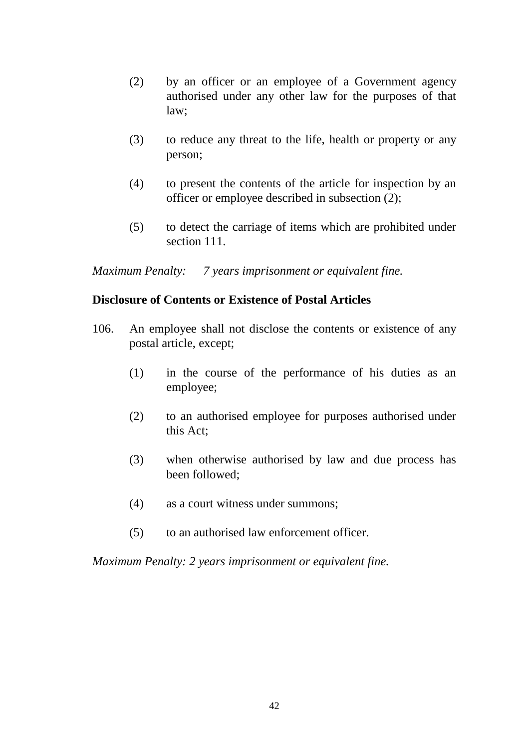(2) by an officer or an employee of a Government agency authorised under any other law for the purposes of that law;

(3) to reduce any threat to the life, health or property or any person;

(4) to present the contents of the article for inspection by an officer or employee described in subsection (2);

(5) to detect the carriage of items which are prohibited under section 111.

*Maximum Penalty: 7 years imprisonment or equivalent fine.*

**Disclosure of Contents or Existence of Postal Articles**

106. An employee shall not disclose the contents or existence of any postal article, except;

(1) in the course of the performance of his duties as an employee;

(2) to an authorised employee for purposes authorised under this Act;

(3) when otherwise authorised by law and due process has been followed;

(4) as a court witness under summons;

(5) to an authorised law enforcement officer.

*Maximum Penalty: 2 years imprisonment or equivalent fine.*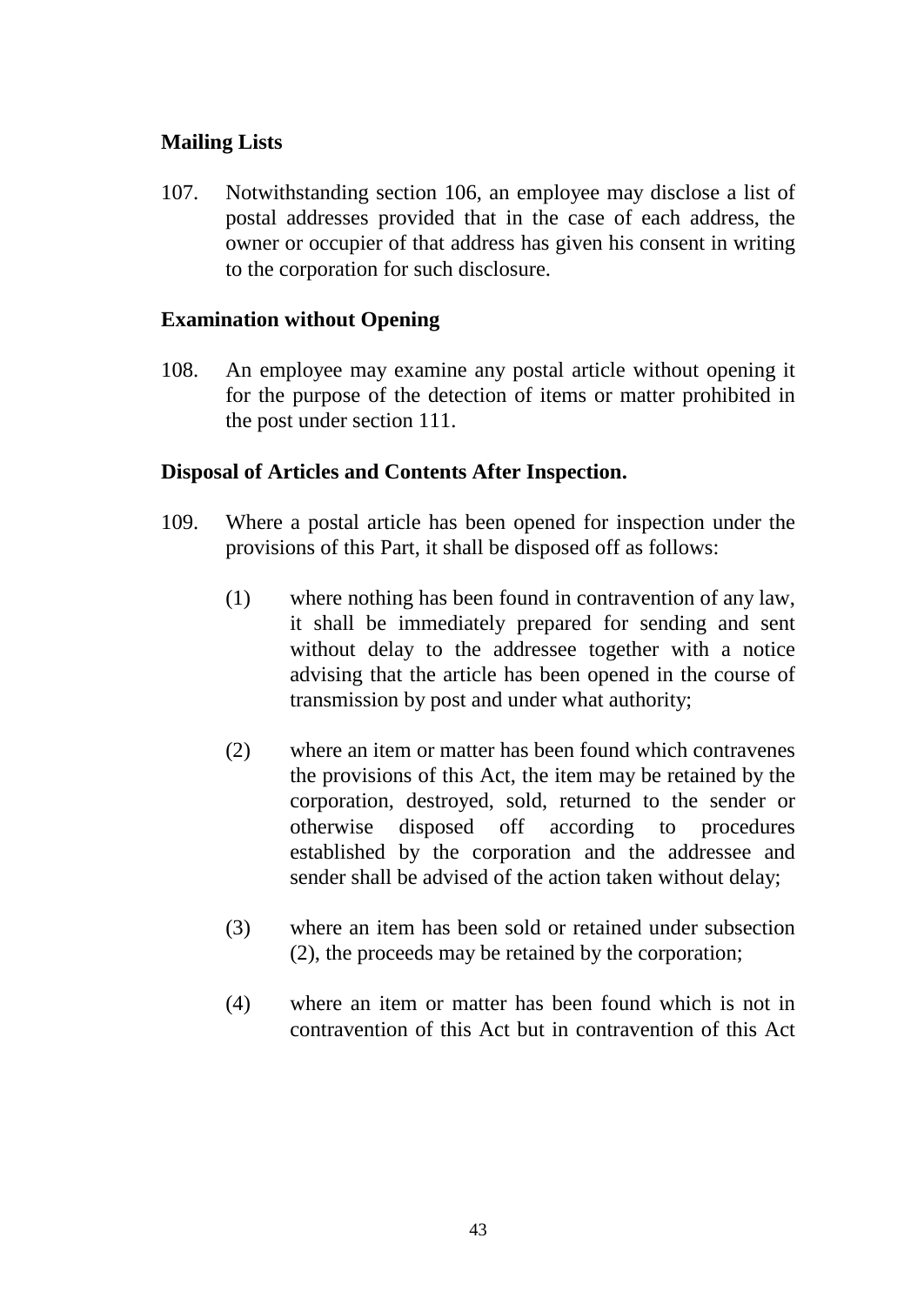**Mailing Lists**

107. Notwithstanding section 106, an employee may disclose a list of postal addresses provided that in the case of each address, the owner or occupier of that address has given his consent in writing to the corporation for such disclosure.

**Examination without Opening**

108. An employee may examine any postal article without opening it for the purpose of the detection of items or matter prohibited in the post under section 111.

**Disposal of Articles and Contents After Inspection.**

109. Where a postal article has been opened for inspection under the provisions of this Part, it shall be disposed off as follows:

   (1) where nothing has been found in contravention of any law, it shall be immediately prepared for sending and sent without delay to the addressee together with a notice advising that the article has been opened in the course of transmission by post and under what authority;

   (2) where an item or matter has been found which contravenes the provisions of this Act, the item may be retained by the corporation, destroyed, sold, returned to the sender or otherwise disposed off according to procedures established by the corporation and the addressee and sender shall be advised of the action taken without delay;

   (3) where an item has been sold or retained under subsection (2), the proceeds may be retained by the corporation;

   (4) where an item or matter has been found which is not in contravention of this Act but in contravention of this Act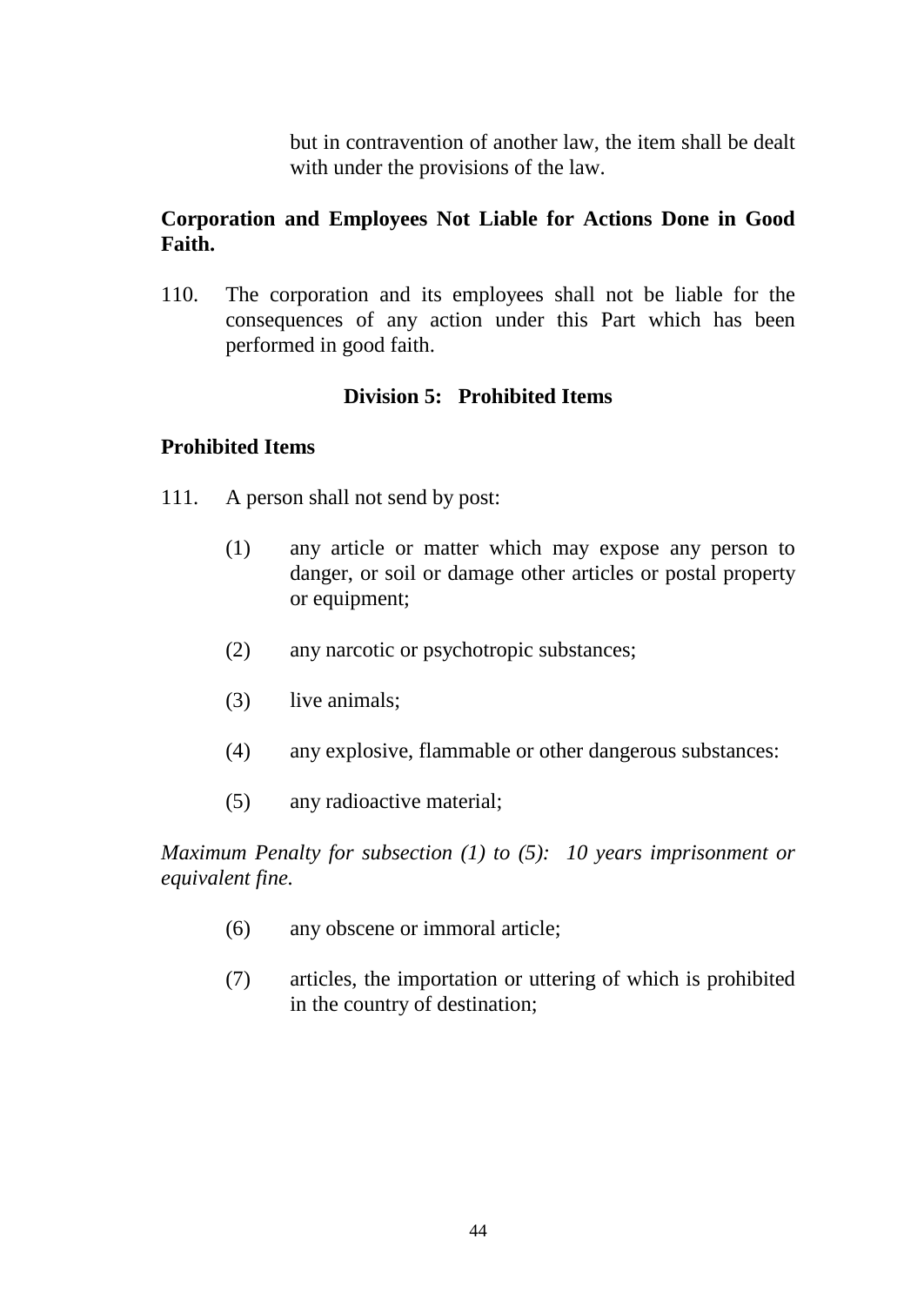but in contravention of another law, the item shall be dealt with under the provisions of the law.

**Corporation and Employees Not Liable for Actions Done in Good Faith.**

110. The corporation and its employees shall not be liable for the consequences of any action under this Part which has been performed in good faith.

## Division 5: Prohibited Items

**Prohibited Items**

111. A person shall not send by post:

(1) any article or matter which may expose any person to danger, or soil or damage other articles or postal property or equipment;

(2) any narcotic or psychotropic substances;

(3) live animals;

(4) any explosive, flammable or other dangerous substances:

(5) any radioactive material;

*Maximum Penalty for subsection (1) to (5): 10 years imprisonment or equivalent fine.*

(6) any obscene or immoral article;

(7) articles, the importation or uttering of which is prohibited in the country of destination;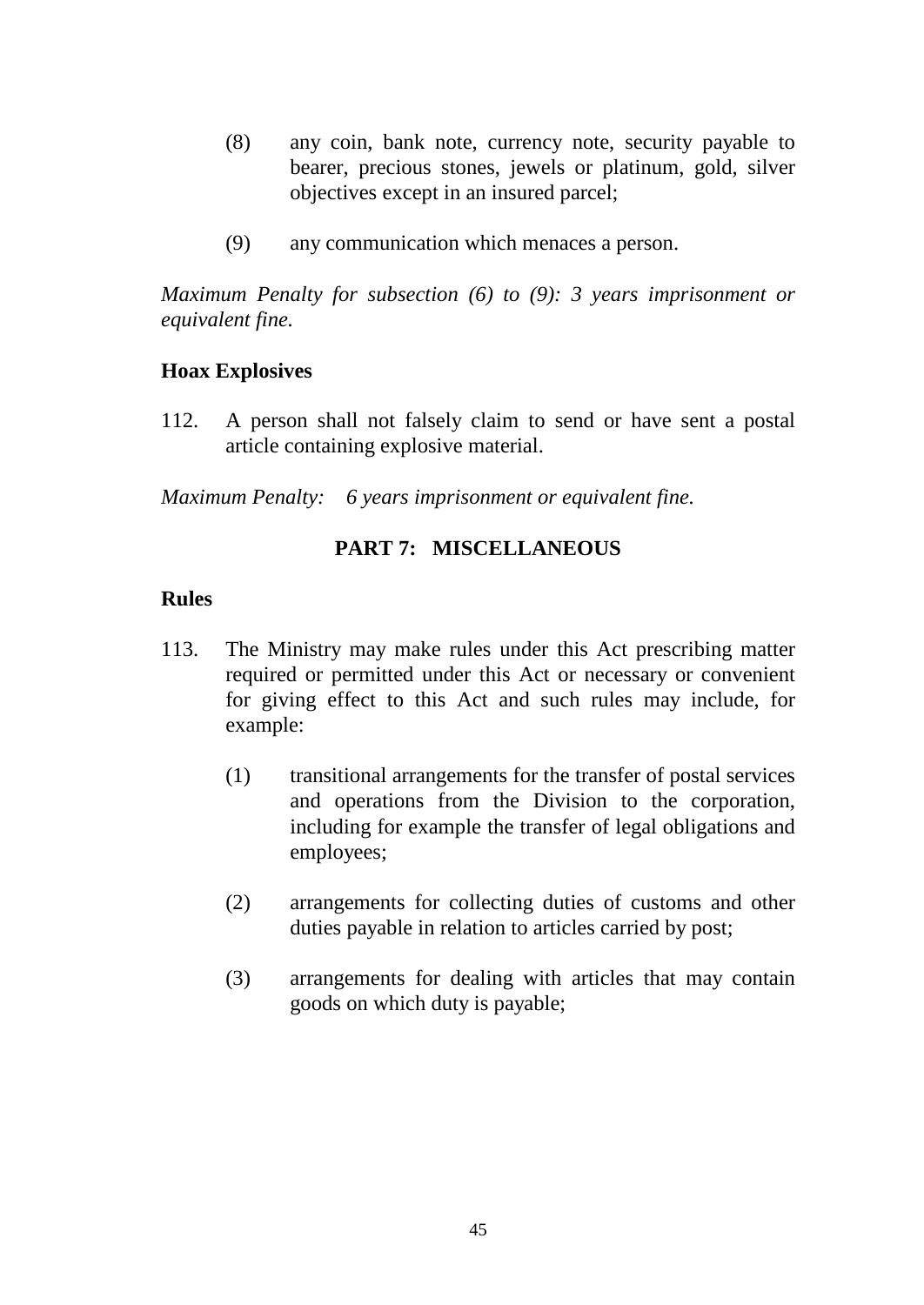(8) any coin, bank note, currency note, security payable to bearer, precious stones, jewels or platinum, gold, silver objectives except in an insured parcel;

(9) any communication which menaces a person.

*Maximum Penalty for subsection (6) to (9): 3 years imprisonment or equivalent fine.*

**Hoax Explosives**

112. A person shall not falsely claim to send or have sent a postal article containing explosive material.

*Maximum Penalty: 6 years imprisonment or equivalent fine.*

## PART 7: MISCELLANEOUS

**Rules**

113. The Ministry may make rules under this Act prescribing matter required or permitted under this Act or necessary or convenient for giving effect to this Act and such rules may include, for example:

(1) transitional arrangements for the transfer of postal services and operations from the Division to the corporation, including for example the transfer of legal obligations and employees;

(2) arrangements for collecting duties of customs and other duties payable in relation to articles carried by post;

(3) arrangements for dealing with articles that may contain goods on which duty is payable;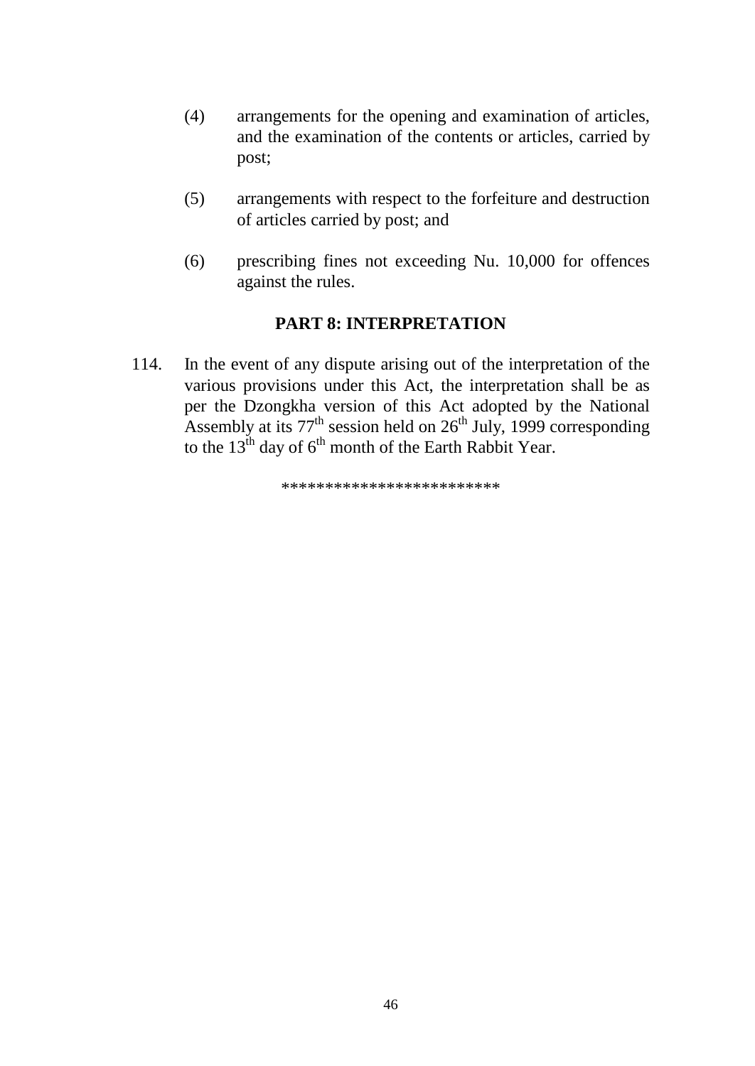(4) arrangements for the opening and examination of articles, and the examination of the contents or articles, carried by post;

(5) arrangements with respect to the forfeiture and destruction of articles carried by post; and

(6) prescribing fines not exceeding Nu. 10,000 for offences against the rules.

## PART 8: INTERPRETATION

114. In the event of any dispute arising out of the interpretation of the various provisions under this Act, the interpretation shall be as per the Dzongkha version of this Act adopted by the National Assembly at its 77$^{th}$ session held on 26$^{th}$ July, 1999 corresponding to the 13$^{th}$ day of 6$^{th}$ month of the Earth Rabbit Year.

************************